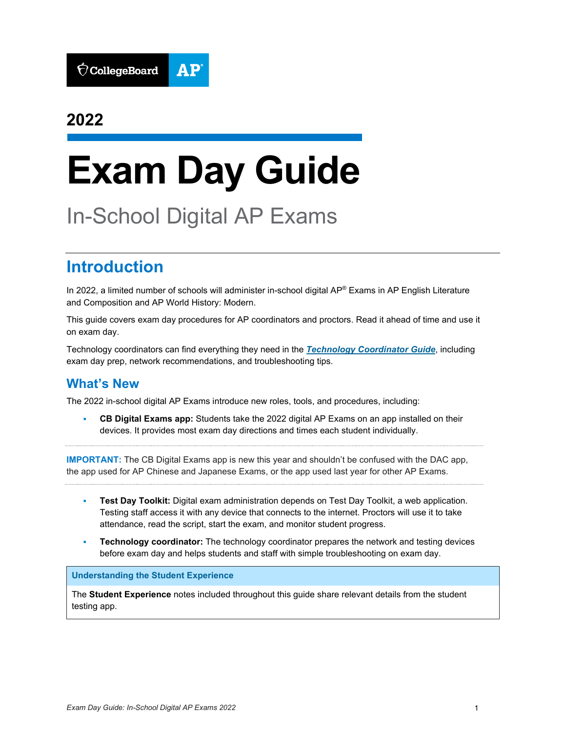CollegeBoard AP

**2022**

# Exam Day Guide

## In-School Digital AP Exams

## Introduction

In 2022, a limited number of schools will administer in-school digital AP® Exams in AP English Literature and Composition and AP World History: Modern.

This guide covers exam day procedures for AP coordinators and proctors. Read it ahead of time and use it on exam day.

Technology coordinators can find everything they need in the ***Technology Coordinator Guide***, including exam day prep, network recommendations, and troubleshooting tips.

### What's New

The 2022 in-school digital AP Exams introduce new roles, tools, and procedures, including:

- **CB Digital Exams app:** Students take the 2022 digital AP Exams on an app installed on their devices. It provides most exam day directions and times each student individually.

**IMPORTANT:** The CB Digital Exams app is new this year and shouldn't be confused with the DAC app, the app used for AP Chinese and Japanese Exams, or the app used last year for other AP Exams.

- **Test Day Toolkit:** Digital exam administration depends on Test Day Toolkit, a web application. Testing staff access it with any device that connects to the internet. Proctors will use it to take attendance, read the script, start the exam, and monitor student progress.
- **Technology coordinator:** The technology coordinator prepares the network and testing devices before exam day and helps students and staff with simple troubleshooting on exam day.

**Understanding the Student Experience**

The **Student Experience** notes included throughout this guide share relevant details from the student testing app.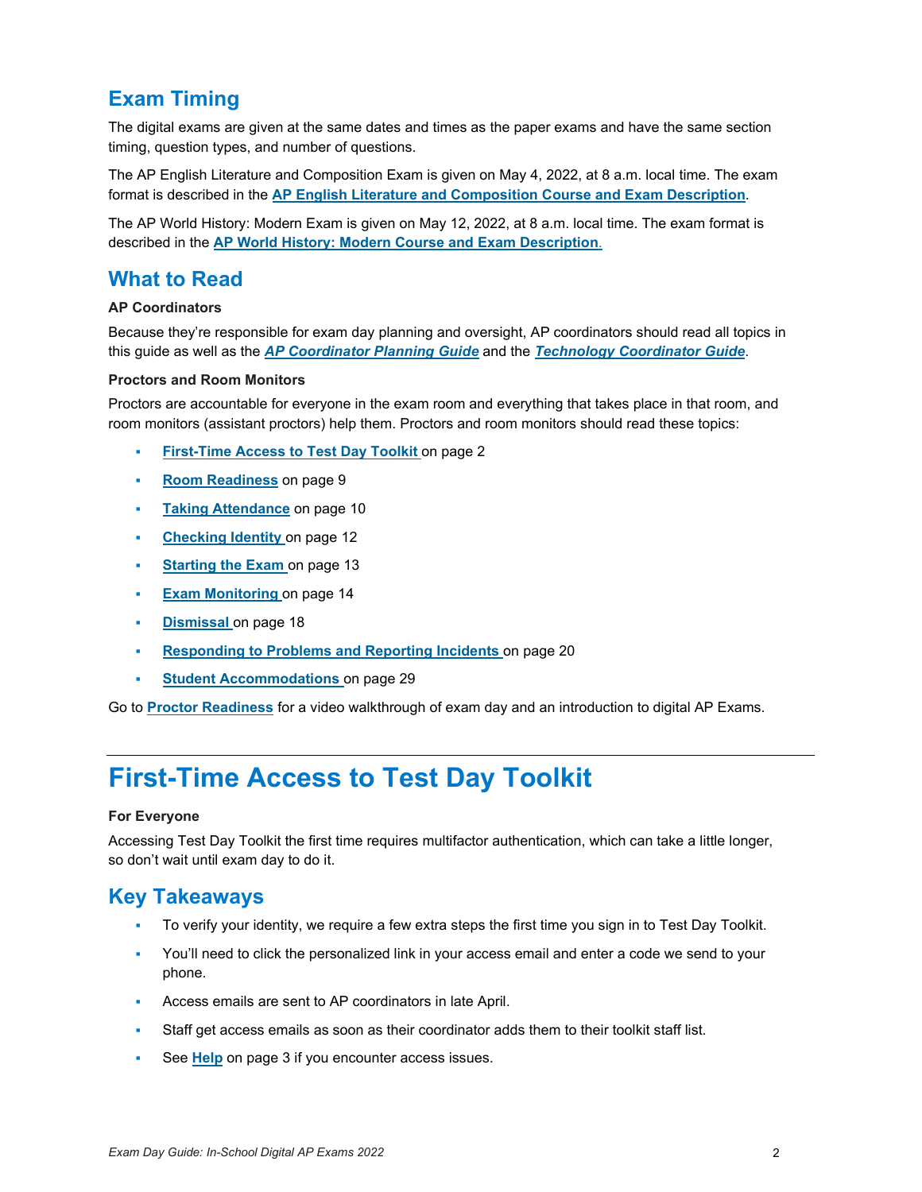## Exam Timing

The digital exams are given at the same dates and times as the paper exams and have the same section timing, question types, and number of questions.

The AP English Literature and Composition Exam is given on May 4, 2022, at 8 a.m. local time. The exam format is described in the **AP English Literature and Composition Course and Exam Description**.

The AP World History: Modern Exam is given on May 12, 2022, at 8 a.m. local time. The exam format is described in the **AP World History: Modern Course and Exam Description**.

## What to Read

**AP Coordinators**

Because they're responsible for exam day planning and oversight, AP coordinators should read all topics in this guide as well as the ***AP Coordinator Planning Guide*** and the ***Technology Coordinator Guide***.

**Proctors and Room Monitors**

Proctors are accountable for everyone in the exam room and everything that takes place in that room, and room monitors (assistant proctors) help them. Proctors and room monitors should read these topics:

- **First-Time Access to Test Day Toolkit** on page 2
- **Room Readiness** on page 9
- **Taking Attendance** on page 10
- **Checking Identity** on page 12
- **Starting the Exam** on page 13
- **Exam Monitoring** on page 14
- **Dismissal** on page 18
- **Responding to Problems and Reporting Incidents** on page 20
- **Student Accommodations** on page 29

Go to **Proctor Readiness** for a video walkthrough of exam day and an introduction to digital AP Exams.

# First-Time Access to Test Day Toolkit

**For Everyone**

Accessing Test Day Toolkit the first time requires multifactor authentication, which can take a little longer, so don't wait until exam day to do it.

## Key Takeaways

- To verify your identity, we require a few extra steps the first time you sign in to Test Day Toolkit.
- You'll need to click the personalized link in your access email and enter a code we send to your phone.
- Access emails are sent to AP coordinators in late April.
- Staff get access emails as soon as their coordinator adds them to their toolkit staff list.
- See **Help** on page 3 if you encounter access issues.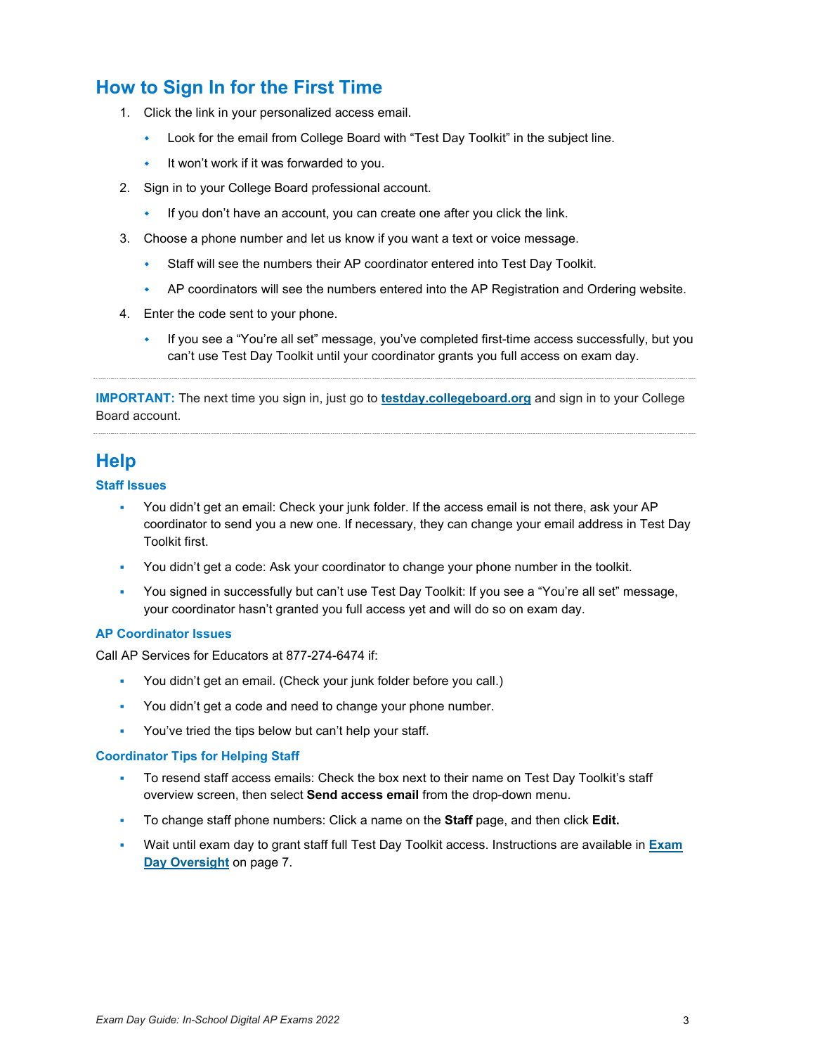## How to Sign In for the First Time

1. Click the link in your personalized access email.
   - Look for the email from College Board with “Test Day Toolkit” in the subject line.
   - It won’t work if it was forwarded to you.
2. Sign in to your College Board professional account.
   - If you don’t have an account, you can create one after you click the link.
3. Choose a phone number and let us know if you want a text or voice message.
   - Staff will see the numbers their AP coordinator entered into Test Day Toolkit.
   - AP coordinators will see the numbers entered into the AP Registration and Ordering website.
4. Enter the code sent to your phone.
   - If you see a “You’re all set” message, you’ve completed first-time access successfully, but you can’t use Test Day Toolkit until your coordinator grants you full access on exam day.

---

**IMPORTANT:** The next time you sign in, just go to **testday.collegeboard.org** and sign in to your College Board account.

---

## Help

### Staff Issues

- You didn’t get an email: Check your junk folder. If the access email is not there, ask your AP coordinator to send you a new one. If necessary, they can change your email address in Test Day Toolkit first.
- You didn’t get a code: Ask your coordinator to change your phone number in the toolkit.
- You signed in successfully but can’t use Test Day Toolkit: If you see a “You’re all set” message, your coordinator hasn’t granted you full access yet and will do so on exam day.

### AP Coordinator Issues

Call AP Services for Educators at 877-274-6474 if:

- You didn’t get an email. (Check your junk folder before you call.)
- You didn’t get a code and need to change your phone number.
- You’ve tried the tips below but can’t help your staff.

### Coordinator Tips for Helping Staff

- To resend staff access emails: Check the box next to their name on Test Day Toolkit’s staff overview screen, then select **Send access email** from the drop-down menu.
- To change staff phone numbers: Click a name on the **Staff** page, and then click **Edit.**
- Wait until exam day to grant staff full Test Day Toolkit access. Instructions are available in **Exam Day Oversight** on page 7.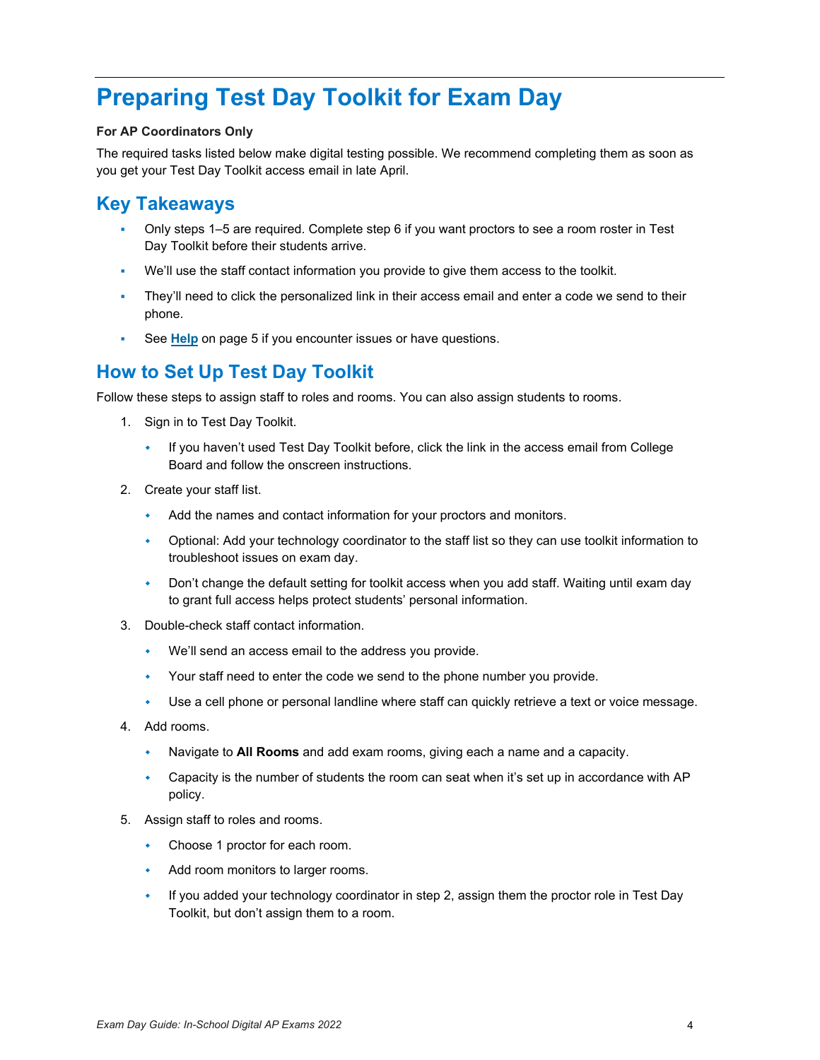# Preparing Test Day Toolkit for Exam Day

**For AP Coordinators Only**

The required tasks listed below make digital testing possible. We recommend completing them as soon as you get your Test Day Toolkit access email in late April.

## Key Takeaways

- Only steps 1–5 are required. Complete step 6 if you want proctors to see a room roster in Test Day Toolkit before their students arrive.
- We'll use the staff contact information you provide to give them access to the toolkit.
- They'll need to click the personalized link in their access email and enter a code we send to their phone.
- See **Help** on page 5 if you encounter issues or have questions.

## How to Set Up Test Day Toolkit

Follow these steps to assign staff to roles and rooms. You can also assign students to rooms.

1. Sign in to Test Day Toolkit.
   - If you haven't used Test Day Toolkit before, click the link in the access email from College Board and follow the onscreen instructions.
2. Create your staff list.
   - Add the names and contact information for your proctors and monitors.
   - Optional: Add your technology coordinator to the staff list so they can use toolkit information to troubleshoot issues on exam day.
   - Don't change the default setting for toolkit access when you add staff. Waiting until exam day to grant full access helps protect students' personal information.
3. Double-check staff contact information.
   - We'll send an access email to the address you provide.
   - Your staff need to enter the code we send to the phone number you provide.
   - Use a cell phone or personal landline where staff can quickly retrieve a text or voice message.
4. Add rooms.
   - Navigate to **All Rooms** and add exam rooms, giving each a name and a capacity.
   - Capacity is the number of students the room can seat when it's set up in accordance with AP policy.
5. Assign staff to roles and rooms.
   - Choose 1 proctor for each room.
   - Add room monitors to larger rooms.
   - If you added your technology coordinator in step 2, assign them the proctor role in Test Day Toolkit, but don't assign them to a room.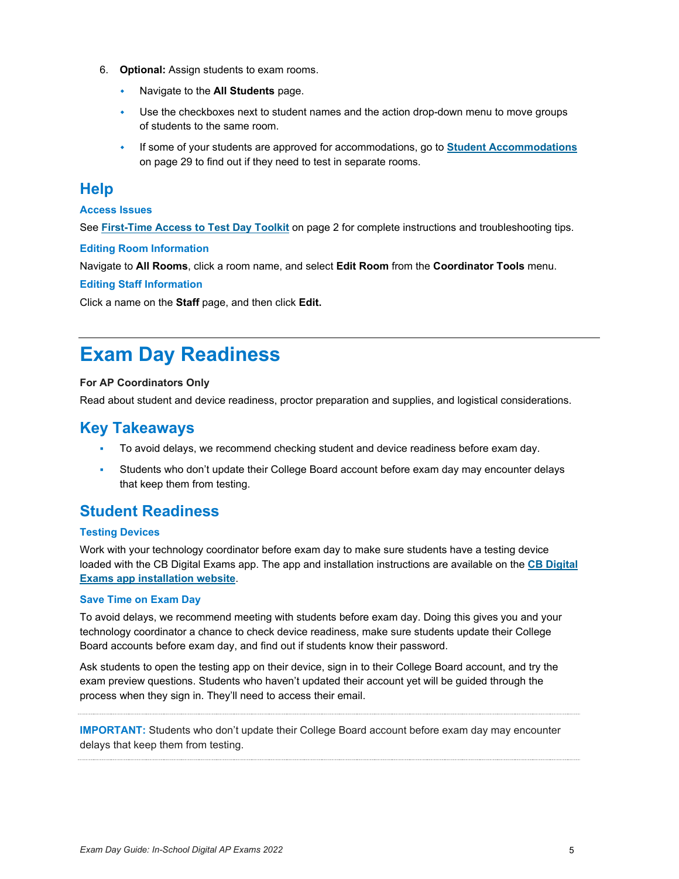6. **Optional:** Assign students to exam rooms.
   - Navigate to the **All Students** page.
   - Use the checkboxes next to student names and the action drop-down menu to move groups of students to the same room.
   - If some of your students are approved for accommodations, go to **Student Accommodations** on page 29 to find out if they need to test in separate rooms.

## Help

### Access Issues

See **First-Time Access to Test Day Toolkit** on page 2 for complete instructions and troubleshooting tips.

### Editing Room Information

Navigate to **All Rooms**, click a room name, and select **Edit Room** from the **Coordinator Tools** menu.

### Editing Staff Information

Click a name on the **Staff** page, and then click **Edit.**

# Exam Day Readiness

**For AP Coordinators Only**

Read about student and device readiness, proctor preparation and supplies, and logistical considerations.

## Key Takeaways

- To avoid delays, we recommend checking student and device readiness before exam day.
- Students who don't update their College Board account before exam day may encounter delays that keep them from testing.

## Student Readiness

### Testing Devices

Work with your technology coordinator before exam day to make sure students have a testing device loaded with the CB Digital Exams app. The app and installation instructions are available on the **CB Digital Exams app installation website**.

### Save Time on Exam Day

To avoid delays, we recommend meeting with students before exam day. Doing this gives you and your technology coordinator a chance to check device readiness, make sure students update their College Board accounts before exam day, and find out if students know their password.

Ask students to open the testing app on their device, sign in to their College Board account, and try the exam preview questions. Students who haven't updated their account yet will be guided through the process when they sign in. They'll need to access their email.

**IMPORTANT:** Students who don't update their College Board account before exam day may encounter delays that keep them from testing.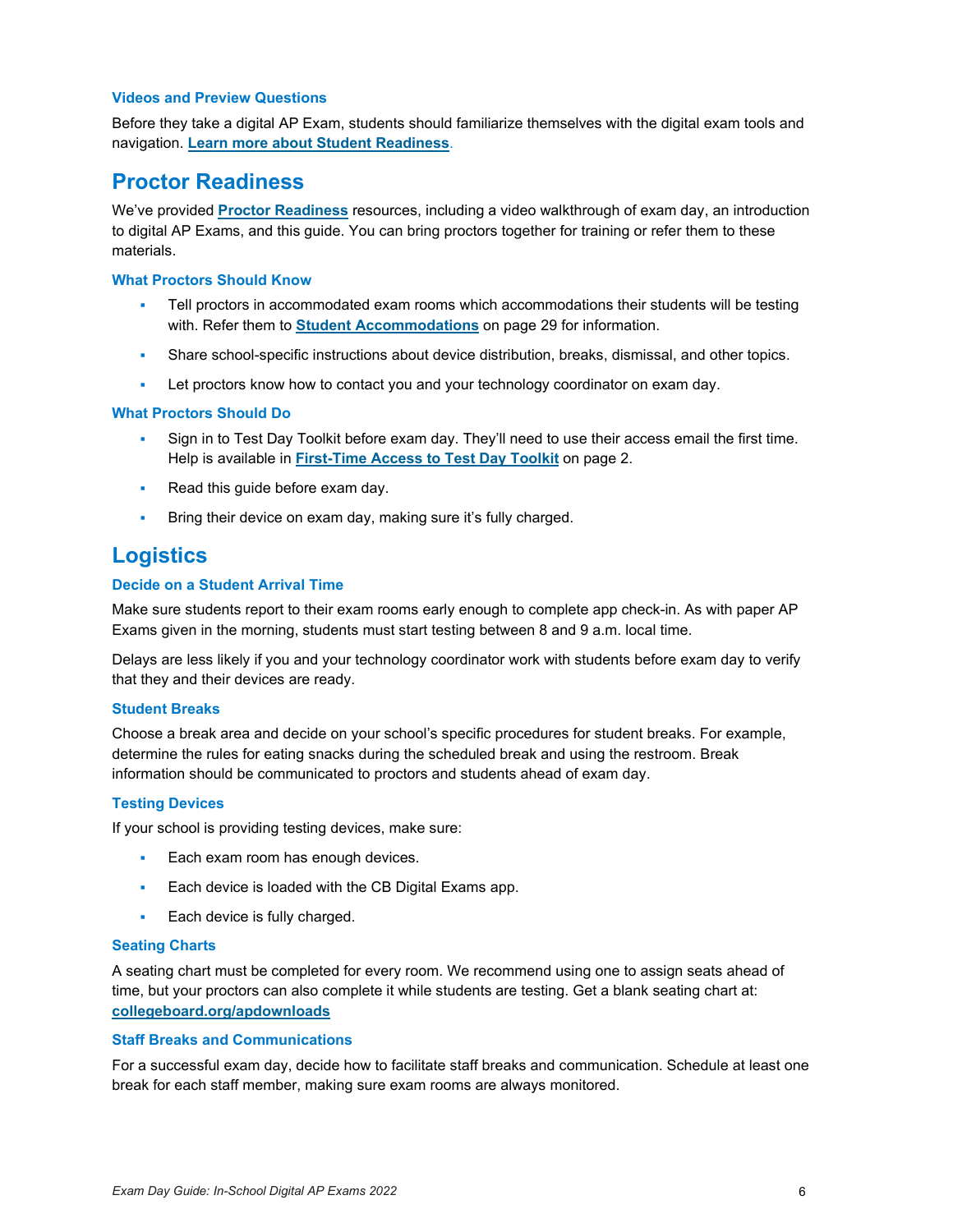### Videos and Preview Questions

Before they take a digital AP Exam, students should familiarize themselves with the digital exam tools and navigation. **Learn more about Student Readiness**.

## Proctor Readiness

We've provided **Proctor Readiness** resources, including a video walkthrough of exam day, an introduction to digital AP Exams, and this guide. You can bring proctors together for training or refer them to these materials.

### What Proctors Should Know

- Tell proctors in accommodated exam rooms which accommodations their students will be testing with. Refer them to **Student Accommodations** on page 29 for information.
- Share school-specific instructions about device distribution, breaks, dismissal, and other topics.
- Let proctors know how to contact you and your technology coordinator on exam day.

### What Proctors Should Do

- Sign in to Test Day Toolkit before exam day. They'll need to use their access email the first time. Help is available in **First-Time Access to Test Day Toolkit** on page 2.
- Read this guide before exam day.
- Bring their device on exam day, making sure it's fully charged.

## Logistics

### Decide on a Student Arrival Time

Make sure students report to their exam rooms early enough to complete app check-in. As with paper AP Exams given in the morning, students must start testing between 8 and 9 a.m. local time.

Delays are less likely if you and your technology coordinator work with students before exam day to verify that they and their devices are ready.

### Student Breaks

Choose a break area and decide on your school's specific procedures for student breaks. For example, determine the rules for eating snacks during the scheduled break and using the restroom. Break information should be communicated to proctors and students ahead of exam day.

### Testing Devices

If your school is providing testing devices, make sure:

- Each exam room has enough devices.
- Each device is loaded with the CB Digital Exams app.
- Each device is fully charged.

### Seating Charts

A seating chart must be completed for every room. We recommend using one to assign seats ahead of time, but your proctors can also complete it while students are testing. Get a blank seating chart at: **collegeboard.org/apdownloads**

### Staff Breaks and Communications

For a successful exam day, decide how to facilitate staff breaks and communication. Schedule at least one break for each staff member, making sure exam rooms are always monitored.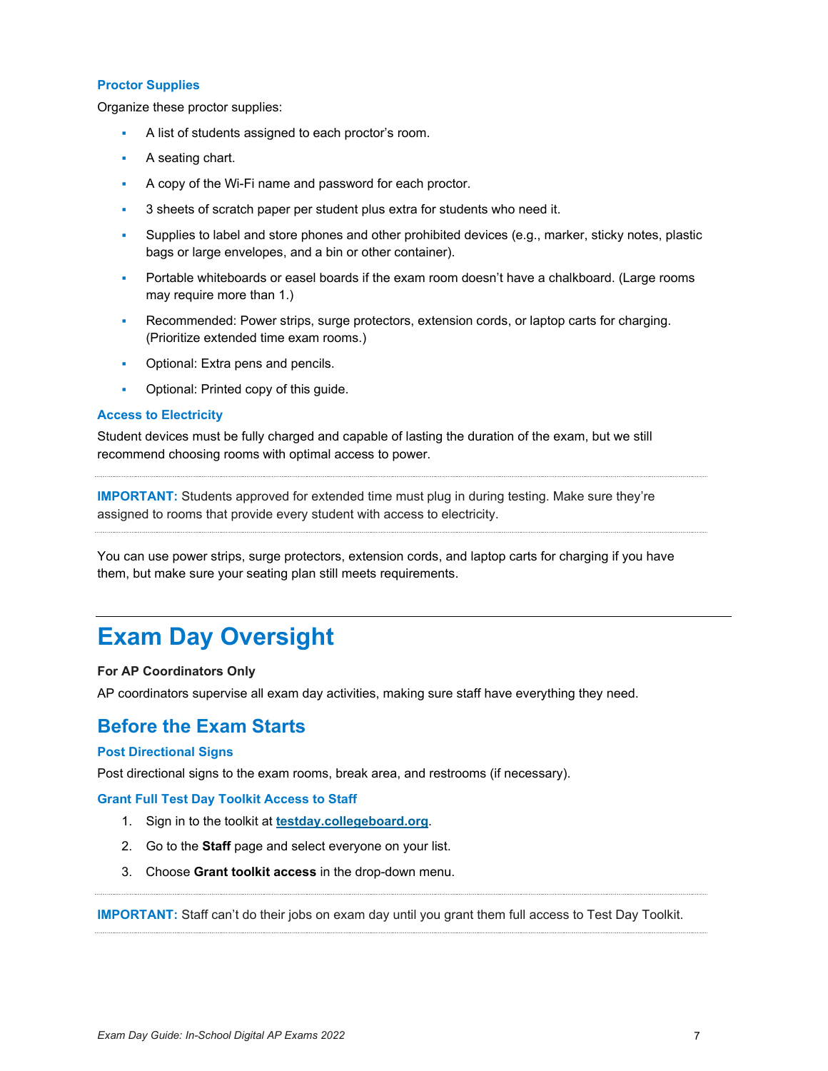### Proctor Supplies

Organize these proctor supplies:

- A list of students assigned to each proctor's room.
- A seating chart.
- A copy of the Wi-Fi name and password for each proctor.
- 3 sheets of scratch paper per student plus extra for students who need it.
- Supplies to label and store phones and other prohibited devices (e.g., marker, sticky notes, plastic bags or large envelopes, and a bin or other container).
- Portable whiteboards or easel boards if the exam room doesn't have a chalkboard. (Large rooms may require more than 1.)
- Recommended: Power strips, surge protectors, extension cords, or laptop carts for charging. (Prioritize extended time exam rooms.)
- Optional: Extra pens and pencils.
- Optional: Printed copy of this guide.

### Access to Electricity

Student devices must be fully charged and capable of lasting the duration of the exam, but we still recommend choosing rooms with optimal access to power.

**IMPORTANT:** Students approved for extended time must plug in during testing. Make sure they're assigned to rooms that provide every student with access to electricity.

You can use power strips, surge protectors, extension cords, and laptop carts for charging if you have them, but make sure your seating plan still meets requirements.

# Exam Day Oversight

**For AP Coordinators Only**

AP coordinators supervise all exam day activities, making sure staff have everything they need.

## Before the Exam Starts

### Post Directional Signs

Post directional signs to the exam rooms, break area, and restrooms (if necessary).

### Grant Full Test Day Toolkit Access to Staff

1. Sign in to the toolkit at **testday.collegeboard.org**.
2. Go to the **Staff** page and select everyone on your list.
3. Choose **Grant toolkit access** in the drop-down menu.

**IMPORTANT:** Staff can't do their jobs on exam day until you grant them full access to Test Day Toolkit.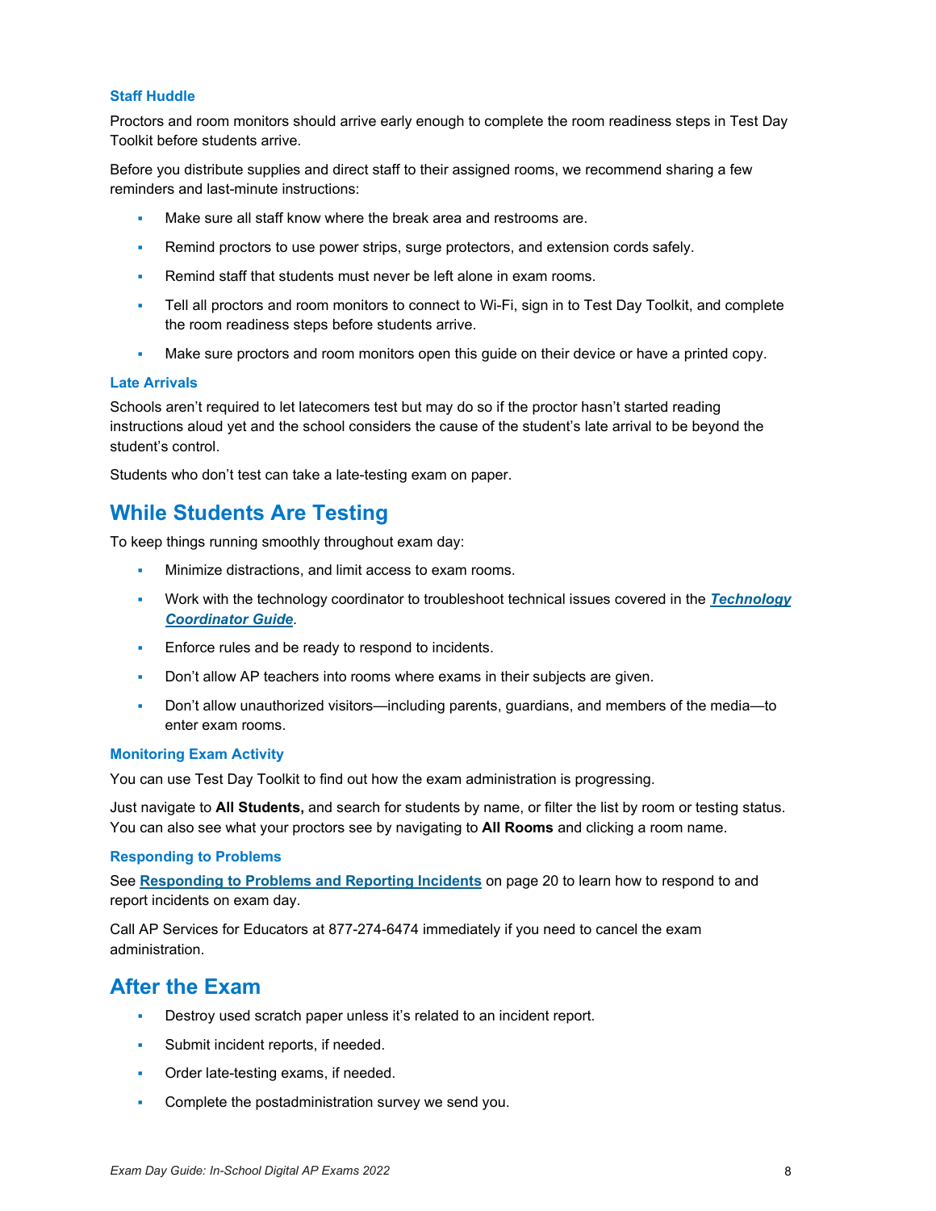### Staff Huddle

Proctors and room monitors should arrive early enough to complete the room readiness steps in Test Day Toolkit before students arrive.

Before you distribute supplies and direct staff to their assigned rooms, we recommend sharing a few reminders and last-minute instructions:

- Make sure all staff know where the break area and restrooms are.
- Remind proctors to use power strips, surge protectors, and extension cords safely.
- Remind staff that students must never be left alone in exam rooms.
- Tell all proctors and room monitors to connect to Wi-Fi, sign in to Test Day Toolkit, and complete the room readiness steps before students arrive.
- Make sure proctors and room monitors open this guide on their device or have a printed copy.

### Late Arrivals

Schools aren't required to let latecomers test but may do so if the proctor hasn't started reading instructions aloud yet and the school considers the cause of the student's late arrival to be beyond the student's control.

Students who don't test can take a late-testing exam on paper.

## While Students Are Testing

To keep things running smoothly throughout exam day:

- Minimize distractions, and limit access to exam rooms.
- Work with the technology coordinator to troubleshoot technical issues covered in the ***Technology Coordinator Guide***.
- Enforce rules and be ready to respond to incidents.
- Don't allow AP teachers into rooms where exams in their subjects are given.
- Don't allow unauthorized visitors—including parents, guardians, and members of the media—to enter exam rooms.

### Monitoring Exam Activity

You can use Test Day Toolkit to find out how the exam administration is progressing.

Just navigate to **All Students,** and search for students by name, or filter the list by room or testing status. You can also see what your proctors see by navigating to **All Rooms** and clicking a room name.

### Responding to Problems

See **Responding to Problems and Reporting Incidents** on page 20 to learn how to respond to and report incidents on exam day.

Call AP Services for Educators at 877-274-6474 immediately if you need to cancel the exam administration.

## After the Exam

- Destroy used scratch paper unless it's related to an incident report.
- Submit incident reports, if needed.
- Order late-testing exams, if needed.
- Complete the postadministration survey we send you.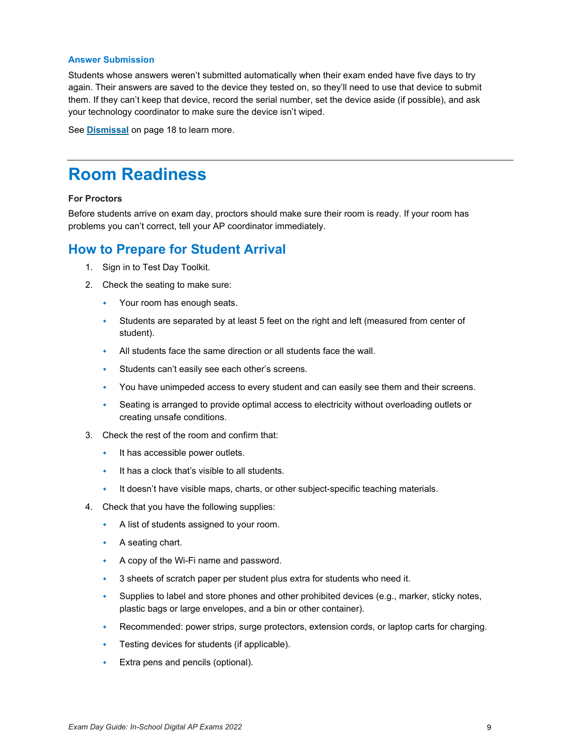### Answer Submission

Students whose answers weren't submitted automatically when their exam ended have five days to try again. Their answers are saved to the device they tested on, so they'll need to use that device to submit them. If they can't keep that device, record the serial number, set the device aside (if possible), and ask your technology coordinator to make sure the device isn't wiped.

See **Dismissal** on page 18 to learn more.

---

# Room Readiness

**For Proctors**

Before students arrive on exam day, proctors should make sure their room is ready. If your room has problems you can't correct, tell your AP coordinator immediately.

## How to Prepare for Student Arrival

1. Sign in to Test Day Toolkit.
2. Check the seating to make sure:
   - Your room has enough seats.
   - Students are separated by at least 5 feet on the right and left (measured from center of student).
   - All students face the same direction or all students face the wall.
   - Students can't easily see each other's screens.
   - You have unimpeded access to every student and can easily see them and their screens.
   - Seating is arranged to provide optimal access to electricity without overloading outlets or creating unsafe conditions.
3. Check the rest of the room and confirm that:
   - It has accessible power outlets.
   - It has a clock that's visible to all students.
   - It doesn't have visible maps, charts, or other subject-specific teaching materials.
4. Check that you have the following supplies:
   - A list of students assigned to your room.
   - A seating chart.
   - A copy of the Wi-Fi name and password.
   - 3 sheets of scratch paper per student plus extra for students who need it.
   - Supplies to label and store phones and other prohibited devices (e.g., marker, sticky notes, plastic bags or large envelopes, and a bin or other container).
   - Recommended: power strips, surge protectors, extension cords, or laptop carts for charging.
   - Testing devices for students (if applicable).
   - Extra pens and pencils (optional).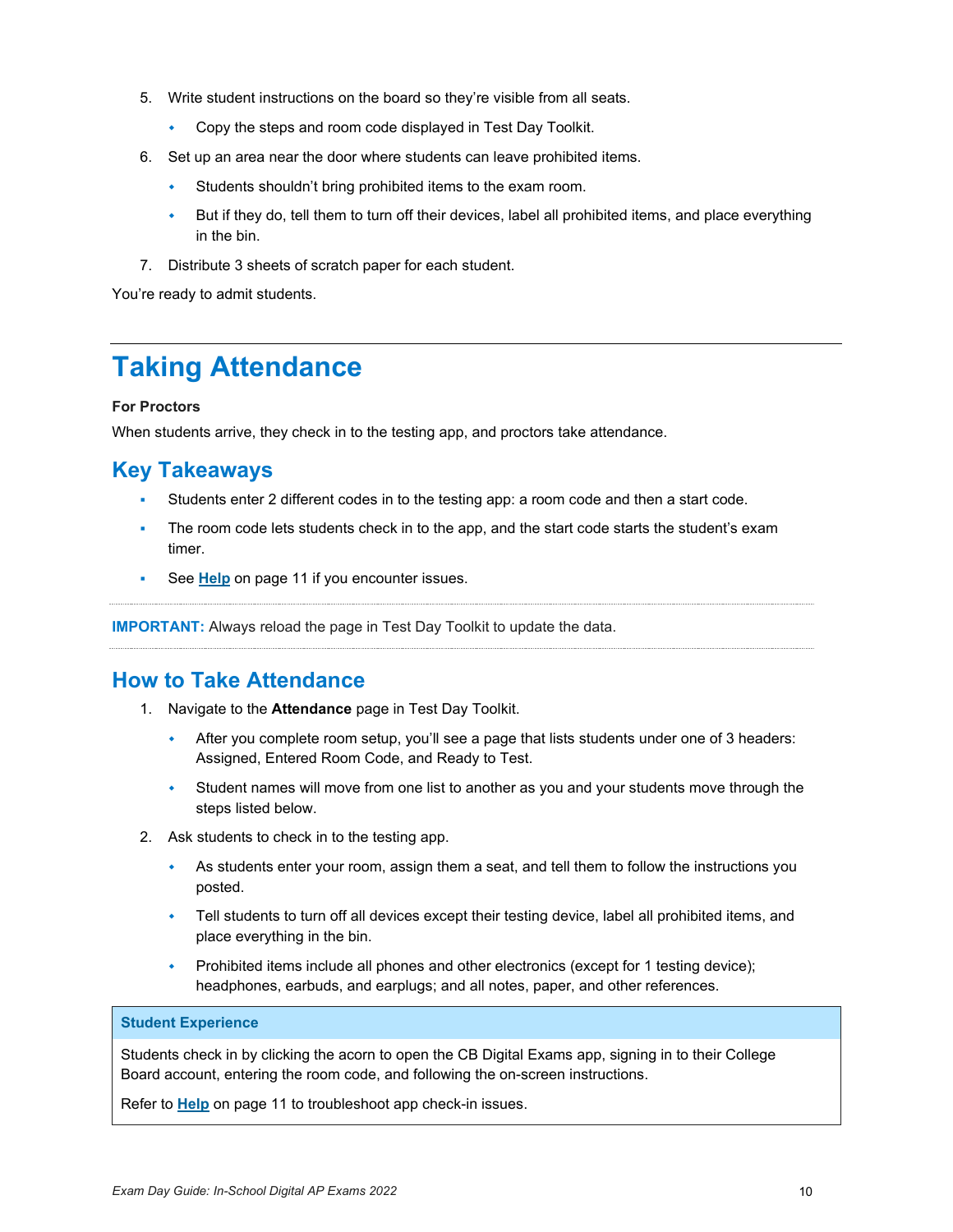5. Write student instructions on the board so they're visible from all seats.
   - Copy the steps and room code displayed in Test Day Toolkit.
6. Set up an area near the door where students can leave prohibited items.
   - Students shouldn't bring prohibited items to the exam room.
   - But if they do, tell them to turn off their devices, label all prohibited items, and place everything in the bin.
7. Distribute 3 sheets of scratch paper for each student.

You're ready to admit students.

---

# Taking Attendance

**For Proctors**

When students arrive, they check in to the testing app, and proctors take attendance.

## Key Takeaways

- Students enter 2 different codes in to the testing app: a room code and then a start code.
- The room code lets students check in to the app, and the start code starts the student's exam timer.
- See **Help** on page 11 if you encounter issues.

**IMPORTANT:** Always reload the page in Test Day Toolkit to update the data.

## How to Take Attendance

1. Navigate to the **Attendance** page in Test Day Toolkit.
   - After you complete room setup, you'll see a page that lists students under one of 3 headers: Assigned, Entered Room Code, and Ready to Test.
   - Student names will move from one list to another as you and your students move through the steps listed below.
2. Ask students to check in to the testing app.
   - As students enter your room, assign them a seat, and tell them to follow the instructions you posted.
   - Tell students to turn off all devices except their testing device, label all prohibited items, and place everything in the bin.
   - Prohibited items include all phones and other electronics (except for 1 testing device); headphones, earbuds, and earplugs; and all notes, paper, and other references.

**Student Experience**

Students check in by clicking the acorn to open the CB Digital Exams app, signing in to their College Board account, entering the room code, and following the on-screen instructions.

Refer to **Help** on page 11 to troubleshoot app check-in issues.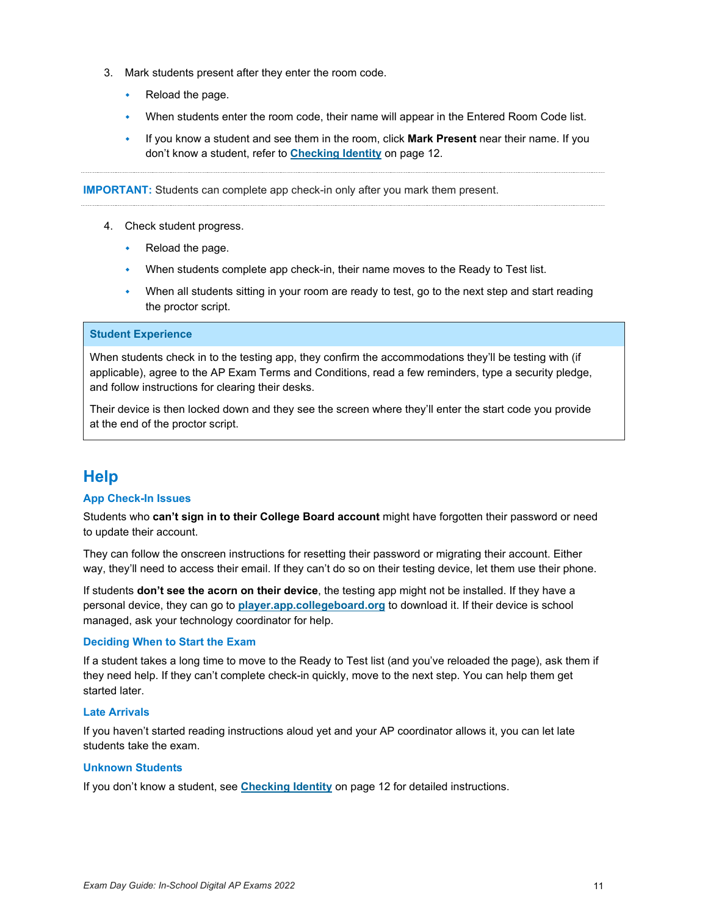3. Mark students present after they enter the room code.
   - Reload the page.
   - When students enter the room code, their name will appear in the Entered Room Code list.
   - If you know a student and see them in the room, click **Mark Present** near their name. If you don't know a student, refer to [Checking Identity]() on page 12.

**IMPORTANT:** Students can complete app check-in only after you mark them present.

4. Check student progress.
   - Reload the page.
   - When students complete app check-in, their name moves to the Ready to Test list.
   - When all students sitting in your room are ready to test, go to the next step and start reading the proctor script.

> **Student Experience**
>
> When students check in to the testing app, they confirm the accommodations they'll be testing with (if applicable), agree to the AP Exam Terms and Conditions, read a few reminders, type a security pledge, and follow instructions for clearing their desks.
>
> Their device is then locked down and they see the screen where they'll enter the start code you provide at the end of the proctor script.

## Help

### App Check-In Issues

Students who **can't sign in to their College Board account** might have forgotten their password or need to update their account.

They can follow the onscreen instructions for resetting their password or migrating their account. Either way, they'll need to access their email. If they can't do so on their testing device, let them use their phone.

If students **don't see the acorn on their device**, the testing app might not be installed. If they have a personal device, they can go to **player.app.collegeboard.org** to download it. If their device is school managed, ask your technology coordinator for help.

### Deciding When to Start the Exam

If a student takes a long time to move to the Ready to Test list (and you've reloaded the page), ask them if they need help. If they can't complete check-in quickly, move to the next step. You can help them get started later.

### Late Arrivals

If you haven't started reading instructions aloud yet and your AP coordinator allows it, you can let late students take the exam.

### Unknown Students

If you don't know a student, see [Checking Identity]() on page 12 for detailed instructions.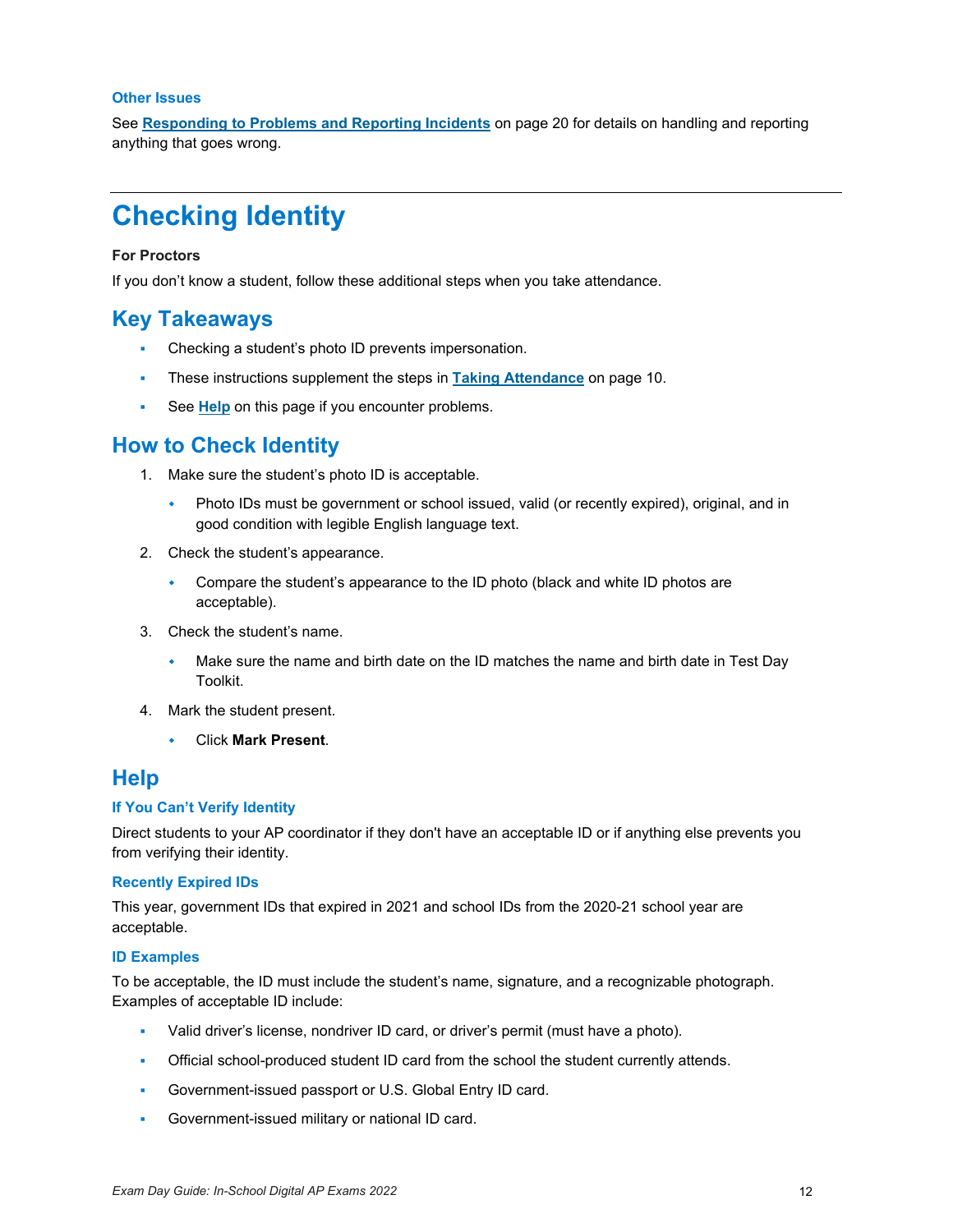### Other Issues

See **Responding to Problems and Reporting Incidents** on page 20 for details on handling and reporting anything that goes wrong.

# Checking Identity

**For Proctors**

If you don't know a student, follow these additional steps when you take attendance.

## Key Takeaways

- Checking a student's photo ID prevents impersonation.
- These instructions supplement the steps in **Taking Attendance** on page 10.
- See **Help** on this page if you encounter problems.

## How to Check Identity

1. Make sure the student's photo ID is acceptable.
   - Photo IDs must be government or school issued, valid (or recently expired), original, and in good condition with legible English language text.
2. Check the student's appearance.
   - Compare the student's appearance to the ID photo (black and white ID photos are acceptable).
3. Check the student's name.
   - Make sure the name and birth date on the ID matches the name and birth date in Test Day Toolkit.
4. Mark the student present.
   - Click **Mark Present**.

## Help

### If You Can't Verify Identity

Direct students to your AP coordinator if they don't have an acceptable ID or if anything else prevents you from verifying their identity.

### Recently Expired IDs

This year, government IDs that expired in 2021 and school IDs from the 2020-21 school year are acceptable.

### ID Examples

To be acceptable, the ID must include the student's name, signature, and a recognizable photograph. Examples of acceptable ID include:

- Valid driver's license, nondriver ID card, or driver's permit (must have a photo).
- Official school-produced student ID card from the school the student currently attends.
- Government-issued passport or U.S. Global Entry ID card.
- Government-issued military or national ID card.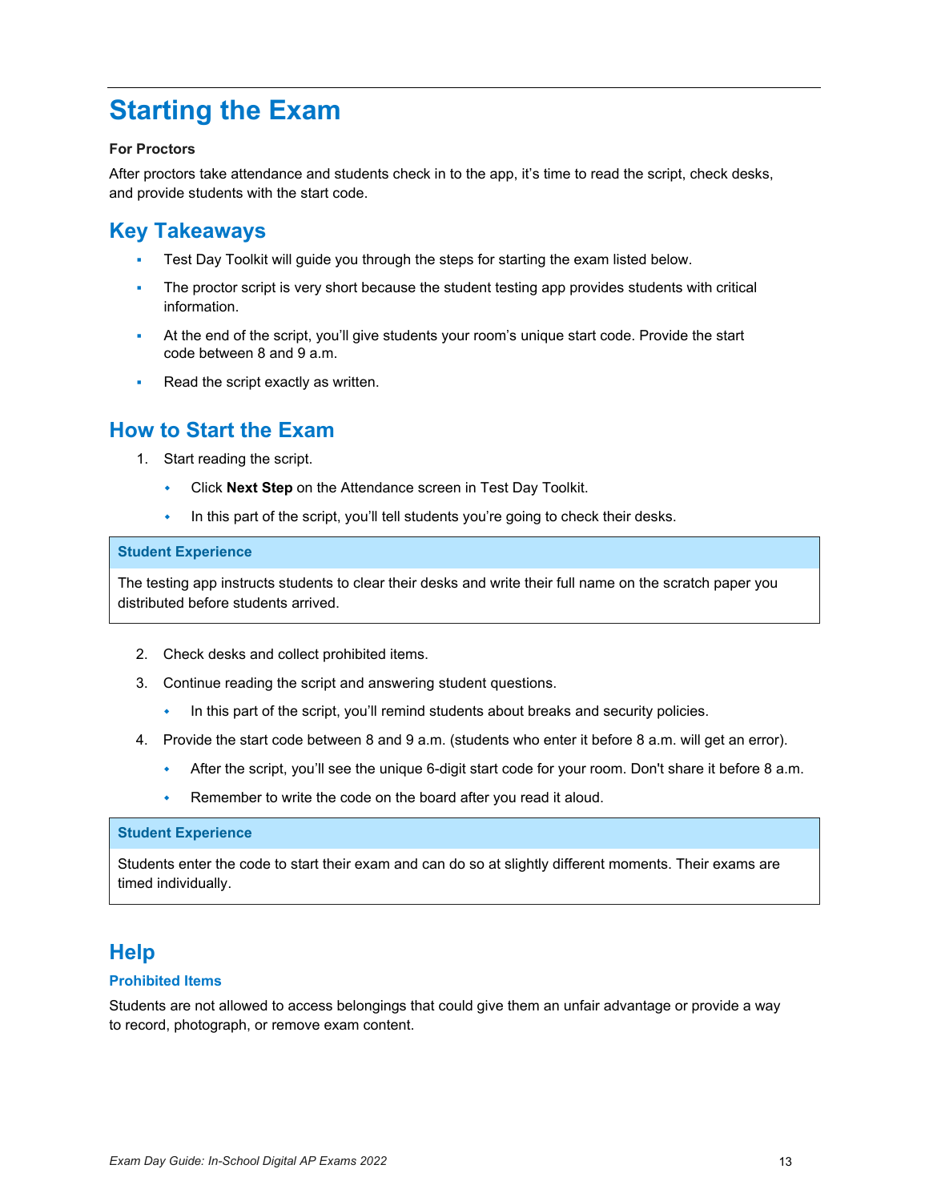# Starting the Exam

**For Proctors**

After proctors take attendance and students check in to the app, it's time to read the script, check desks, and provide students with the start code.

## Key Takeaways

- Test Day Toolkit will guide you through the steps for starting the exam listed below.
- The proctor script is very short because the student testing app provides students with critical information.
- At the end of the script, you'll give students your room's unique start code. Provide the start code between 8 and 9 a.m.
- Read the script exactly as written.

## How to Start the Exam

1. Start reading the script.
   - Click **Next Step** on the Attendance screen in Test Day Toolkit.
   - In this part of the script, you'll tell students you're going to check their desks.

> **Student Experience**
>
> The testing app instructs students to clear their desks and write their full name on the scratch paper you distributed before students arrived.

2. Check desks and collect prohibited items.
3. Continue reading the script and answering student questions.
   - In this part of the script, you'll remind students about breaks and security policies.
4. Provide the start code between 8 and 9 a.m. (students who enter it before 8 a.m. will get an error).
   - After the script, you'll see the unique 6-digit start code for your room. Don't share it before 8 a.m.
   - Remember to write the code on the board after you read it aloud.

> **Student Experience**
>
> Students enter the code to start their exam and can do so at slightly different moments. Their exams are timed individually.

## Help

### Prohibited Items

Students are not allowed to access belongings that could give them an unfair advantage or provide a way to record, photograph, or remove exam content.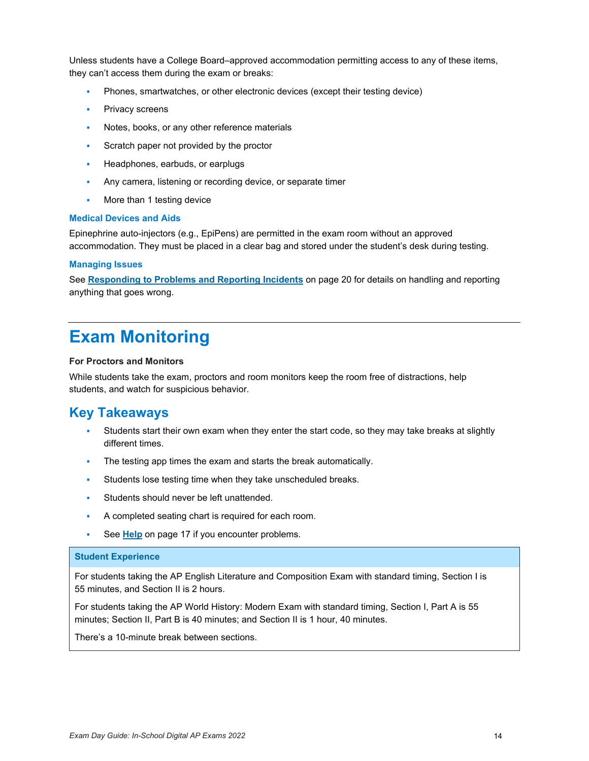Unless students have a College Board–approved accommodation permitting access to any of these items, they can't access them during the exam or breaks:

- Phones, smartwatches, or other electronic devices (except their testing device)
- Privacy screens
- Notes, books, or any other reference materials
- Scratch paper not provided by the proctor
- Headphones, earbuds, or earplugs
- Any camera, listening or recording device, or separate timer
- More than 1 testing device

### Medical Devices and Aids

Epinephrine auto-injectors (e.g., EpiPens) are permitted in the exam room without an approved accommodation. They must be placed in a clear bag and stored under the student's desk during testing.

### Managing Issues

See **Responding to Problems and Reporting Incidents** on page 20 for details on handling and reporting anything that goes wrong.

# Exam Monitoring

**For Proctors and Monitors**

While students take the exam, proctors and room monitors keep the room free of distractions, help students, and watch for suspicious behavior.

## Key Takeaways

- Students start their own exam when they enter the start code, so they may take breaks at slightly different times.
- The testing app times the exam and starts the break automatically.
- Students lose testing time when they take unscheduled breaks.
- Students should never be left unattended.
- A completed seating chart is required for each room.
- See **Help** on page 17 if you encounter problems.

**Student Experience**

For students taking the AP English Literature and Composition Exam with standard timing, Section I is 55 minutes, and Section II is 2 hours.

For students taking the AP World History: Modern Exam with standard timing, Section I, Part A is 55 minutes; Section II, Part B is 40 minutes; and Section II is 1 hour, 40 minutes.

There's a 10-minute break between sections.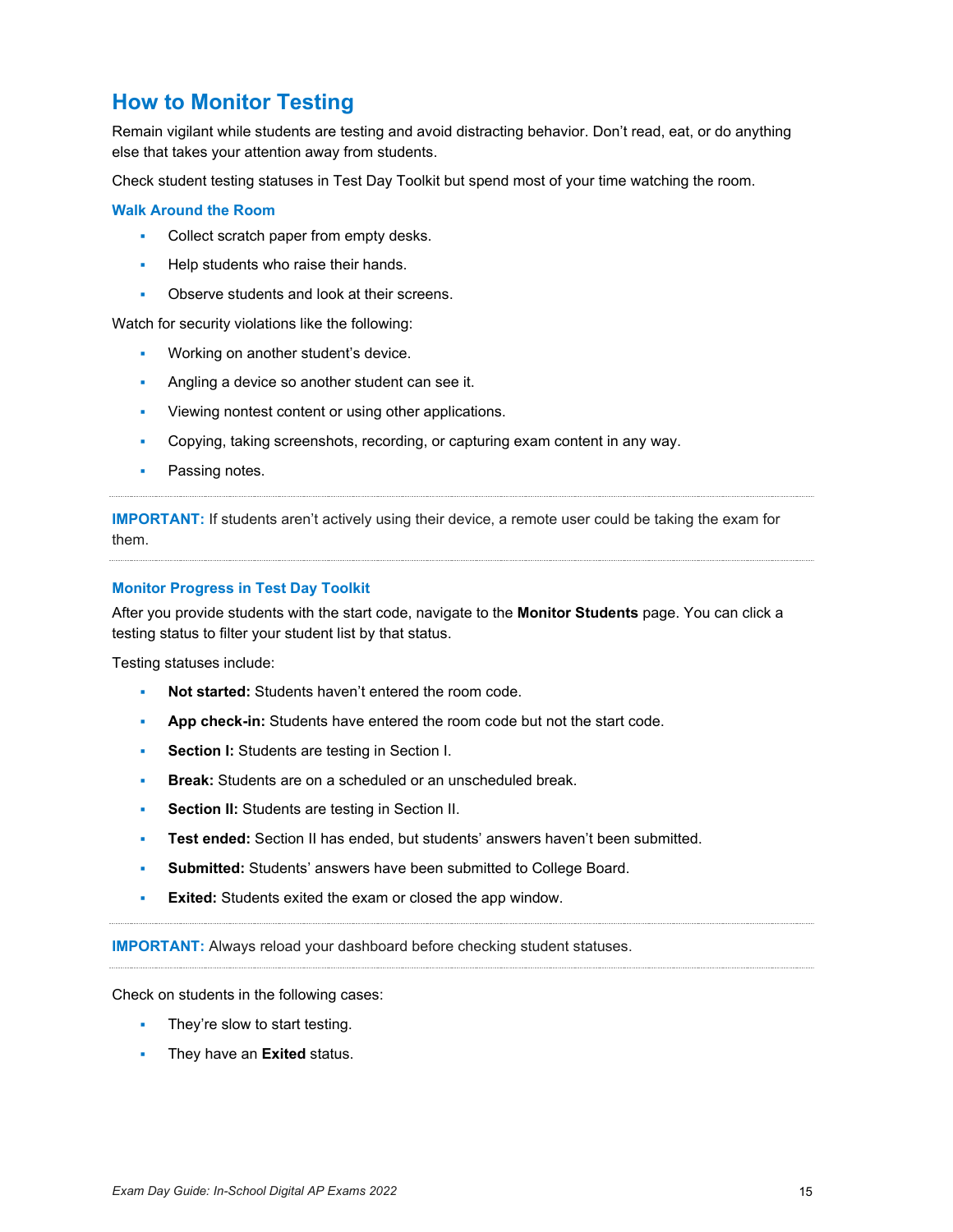## How to Monitor Testing

Remain vigilant while students are testing and avoid distracting behavior. Don't read, eat, or do anything else that takes your attention away from students.

Check student testing statuses in Test Day Toolkit but spend most of your time watching the room.

### Walk Around the Room

- Collect scratch paper from empty desks.
- Help students who raise their hands.
- Observe students and look at their screens.

Watch for security violations like the following:

- Working on another student's device.
- Angling a device so another student can see it.
- Viewing nontest content or using other applications.
- Copying, taking screenshots, recording, or capturing exam content in any way.
- Passing notes.

---

**IMPORTANT:** If students aren't actively using their device, a remote user could be taking the exam for them.

---

### Monitor Progress in Test Day Toolkit

After you provide students with the start code, navigate to the **Monitor Students** page. You can click a testing status to filter your student list by that status.

Testing statuses include:

- **Not started:** Students haven't entered the room code.
- **App check-in:** Students have entered the room code but not the start code.
- **Section I:** Students are testing in Section I.
- **Break:** Students are on a scheduled or an unscheduled break.
- **Section II:** Students are testing in Section II.
- **Test ended:** Section II has ended, but students' answers haven't been submitted.
- **Submitted:** Students' answers have been submitted to College Board.
- **Exited:** Students exited the exam or closed the app window.

---

**IMPORTANT:** Always reload your dashboard before checking student statuses.

---

Check on students in the following cases:

- They're slow to start testing.
- They have an **Exited** status.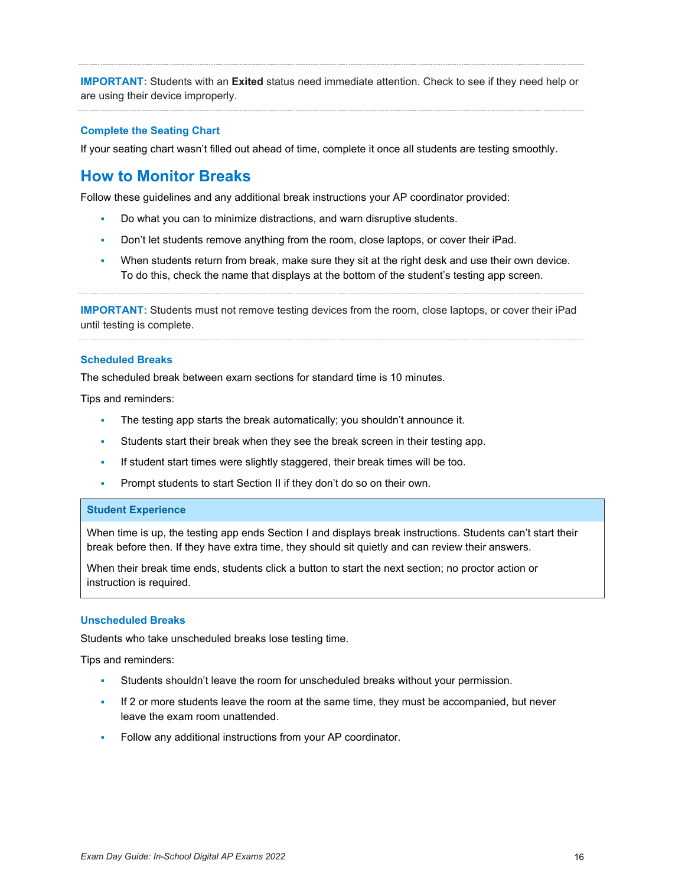---

**IMPORTANT:** Students with an **Exited** status need immediate attention. Check to see if they need help or are using their device improperly.

---

### Complete the Seating Chart

If your seating chart wasn't filled out ahead of time, complete it once all students are testing smoothly.

## How to Monitor Breaks

Follow these guidelines and any additional break instructions your AP coordinator provided:

- Do what you can to minimize distractions, and warn disruptive students.
- Don't let students remove anything from the room, close laptops, or cover their iPad.
- When students return from break, make sure they sit at the right desk and use their own device. To do this, check the name that displays at the bottom of the student's testing app screen.

---

**IMPORTANT:** Students must not remove testing devices from the room, close laptops, or cover their iPad until testing is complete.

---

### Scheduled Breaks

The scheduled break between exam sections for standard time is 10 minutes.

Tips and reminders:

- The testing app starts the break automatically; you shouldn't announce it.
- Students start their break when they see the break screen in their testing app.
- If student start times were slightly staggered, their break times will be too.
- Prompt students to start Section II if they don't do so on their own.

**Student Experience**

When time is up, the testing app ends Section I and displays break instructions. Students can't start their break before then. If they have extra time, they should sit quietly and can review their answers.

When their break time ends, students click a button to start the next section; no proctor action or instruction is required.

### Unscheduled Breaks

Students who take unscheduled breaks lose testing time.

Tips and reminders:

- Students shouldn't leave the room for unscheduled breaks without your permission.
- If 2 or more students leave the room at the same time, they must be accompanied, but never leave the exam room unattended.
- Follow any additional instructions from your AP coordinator.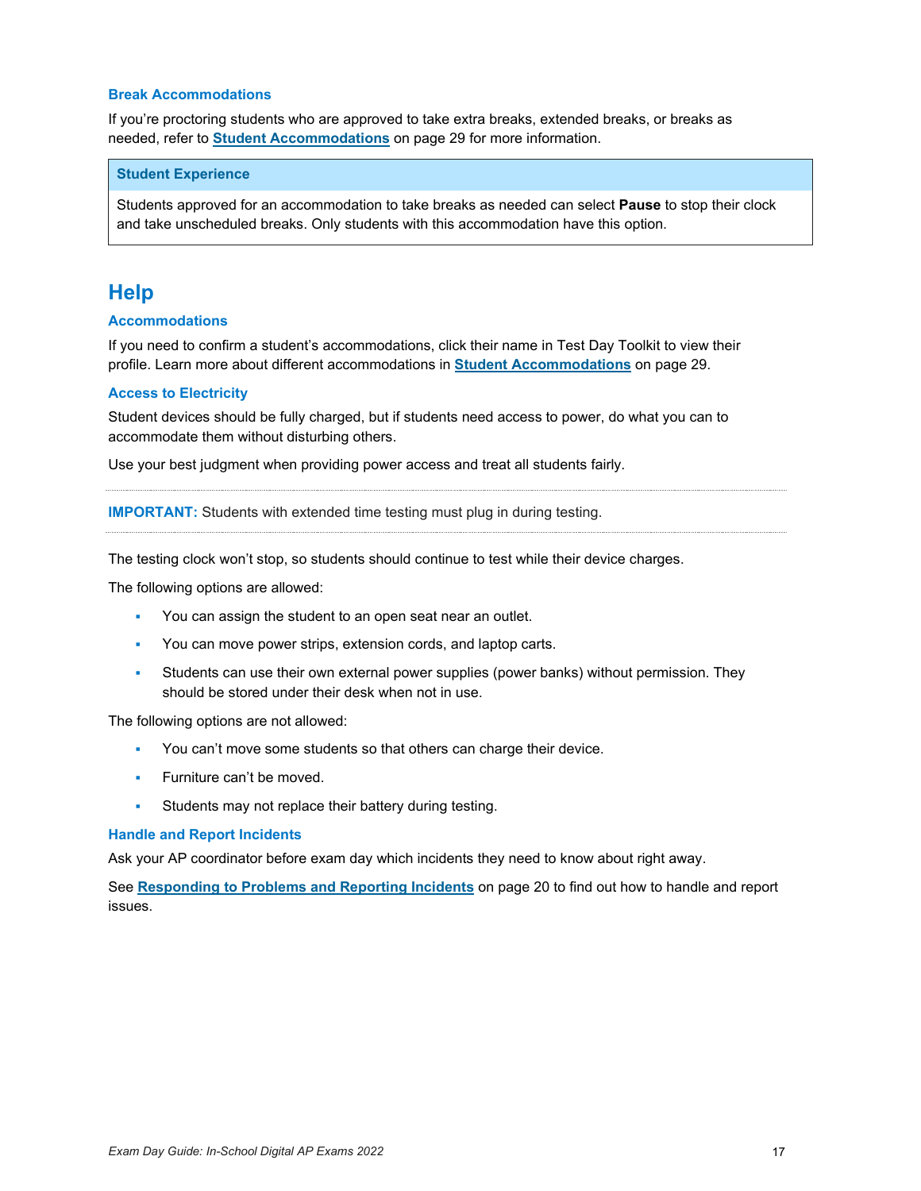### Break Accommodations

If you're proctoring students who are approved to take extra breaks, extended breaks, or breaks as needed, refer to **Student Accommodations** on page 29 for more information.

> **Student Experience**
>
> Students approved for an accommodation to take breaks as needed can select **Pause** to stop their clock and take unscheduled breaks. Only students with this accommodation have this option.

## Help

### Accommodations

If you need to confirm a student's accommodations, click their name in Test Day Toolkit to view their profile. Learn more about different accommodations in **Student Accommodations** on page 29.

### Access to Electricity

Student devices should be fully charged, but if students need access to power, do what you can to accommodate them without disturbing others.

Use your best judgment when providing power access and treat all students fairly.

---

**IMPORTANT:** Students with extended time testing must plug in during testing.

---

The testing clock won't stop, so students should continue to test while their device charges.

The following options are allowed:

- You can assign the student to an open seat near an outlet.
- You can move power strips, extension cords, and laptop carts.
- Students can use their own external power supplies (power banks) without permission. They should be stored under their desk when not in use.

The following options are not allowed:

- You can't move some students so that others can charge their device.
- Furniture can't be moved.
- Students may not replace their battery during testing.

### Handle and Report Incidents

Ask your AP coordinator before exam day which incidents they need to know about right away.

See **Responding to Problems and Reporting Incidents** on page 20 to find out how to handle and report issues.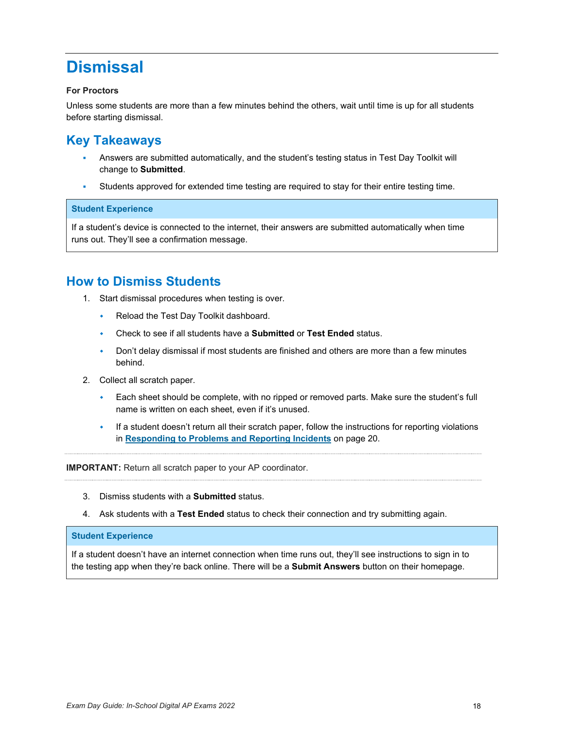# Dismissal

**For Proctors**

Unless some students are more than a few minutes behind the others, wait until time is up for all students before starting dismissal.

## Key Takeaways

- Answers are submitted automatically, and the student's testing status in Test Day Toolkit will change to **Submitted**.
- Students approved for extended time testing are required to stay for their entire testing time.

**Student Experience**

If a student's device is connected to the internet, their answers are submitted automatically when time runs out. They'll see a confirmation message.

## How to Dismiss Students

1. Start dismissal procedures when testing is over.
   - Reload the Test Day Toolkit dashboard.
   - Check to see if all students have a **Submitted** or **Test Ended** status.
   - Don't delay dismissal if most students are finished and others are more than a few minutes behind.
2. Collect all scratch paper.
   - Each sheet should be complete, with no ripped or removed parts. Make sure the student's full name is written on each sheet, even if it's unused.
   - If a student doesn't return all their scratch paper, follow the instructions for reporting violations in **Responding to Problems and Reporting Incidents** on page 20.

**IMPORTANT:** Return all scratch paper to your AP coordinator.

3. Dismiss students with a **Submitted** status.
4. Ask students with a **Test Ended** status to check their connection and try submitting again.

**Student Experience**

If a student doesn't have an internet connection when time runs out, they'll see instructions to sign in to the testing app when they're back online. There will be a **Submit Answers** button on their homepage.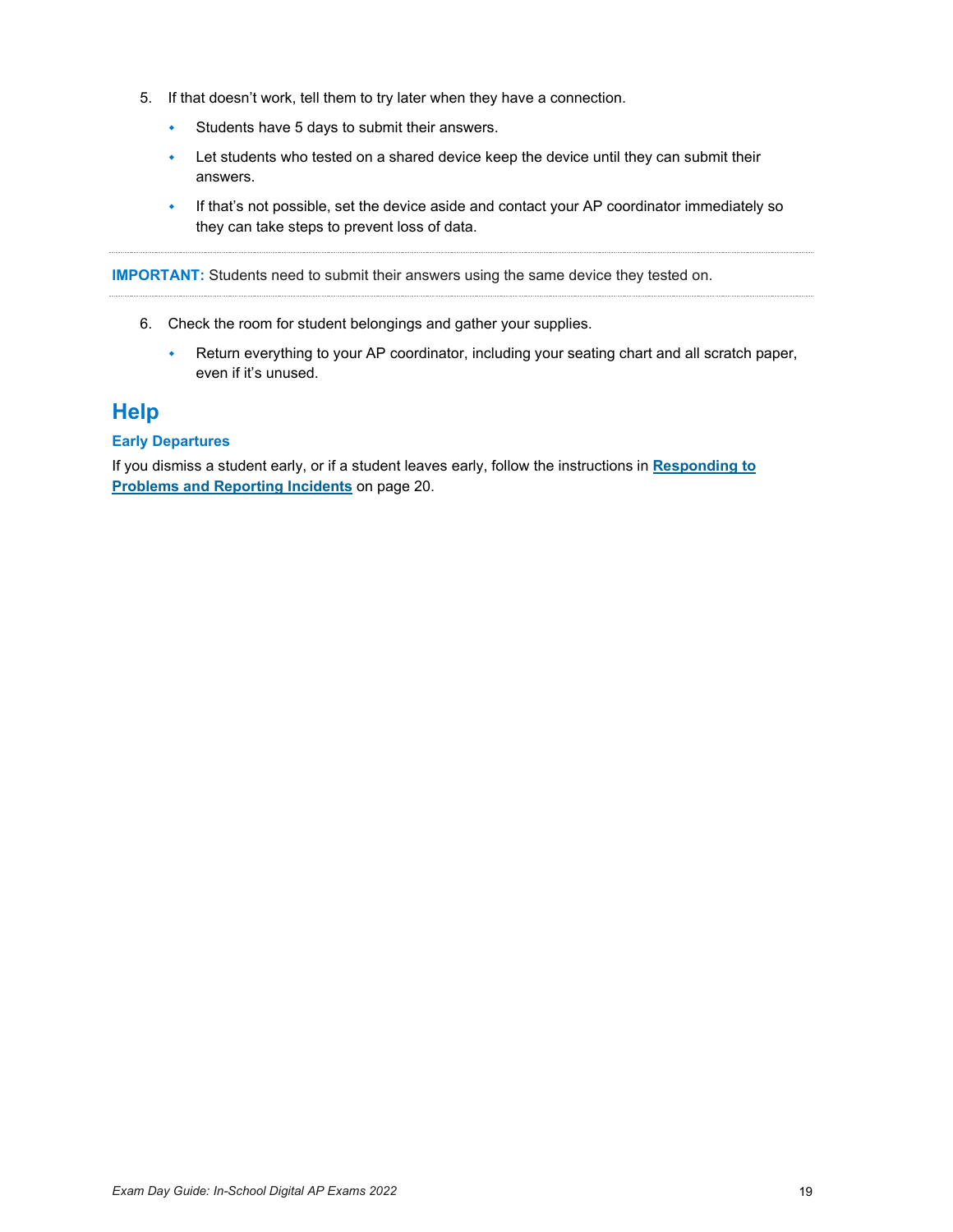5. If that doesn't work, tell them to try later when they have a connection.
    - Students have 5 days to submit their answers.
    - Let students who tested on a shared device keep the device until they can submit their answers.
    - If that's not possible, set the device aside and contact your AP coordinator immediately so they can take steps to prevent loss of data.

---

**IMPORTANT:** Students need to submit their answers using the same device they tested on.

---

6. Check the room for student belongings and gather your supplies.
    - Return everything to your AP coordinator, including your seating chart and all scratch paper, even if it's unused.

## Help

### Early Departures

If you dismiss a student early, or if a student leaves early, follow the instructions in **Responding to Problems and Reporting Incidents** on page 20.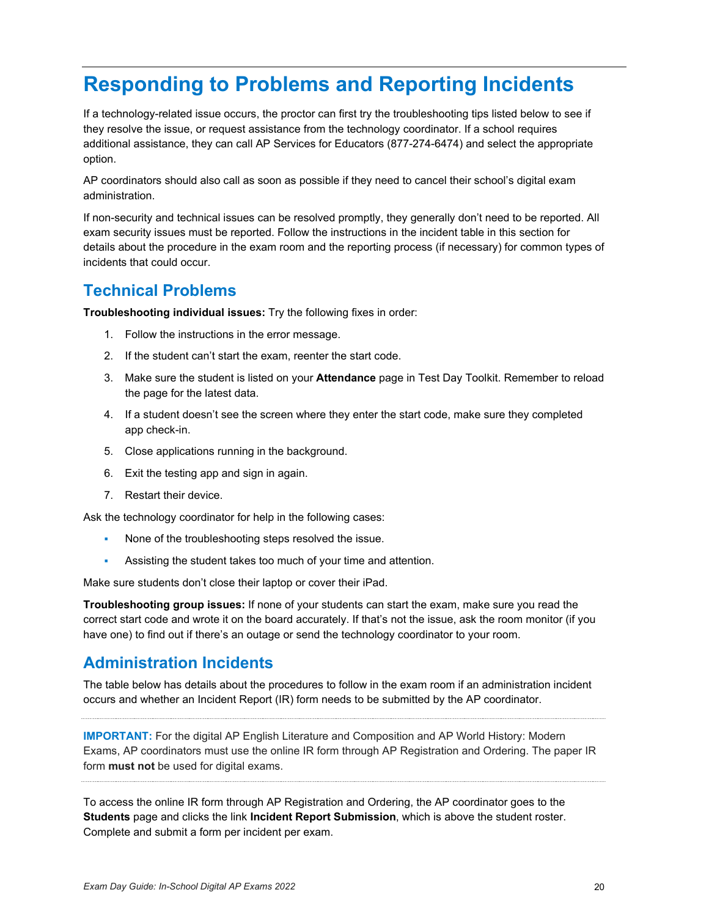# Responding to Problems and Reporting Incidents

If a technology-related issue occurs, the proctor can first try the troubleshooting tips listed below to see if they resolve the issue, or request assistance from the technology coordinator. If a school requires additional assistance, they can call AP Services for Educators (877-274-6474) and select the appropriate option.

AP coordinators should also call as soon as possible if they need to cancel their school's digital exam administration.

If non-security and technical issues can be resolved promptly, they generally don't need to be reported. All exam security issues must be reported. Follow the instructions in the incident table in this section for details about the procedure in the exam room and the reporting process (if necessary) for common types of incidents that could occur.

## Technical Problems

**Troubleshooting individual issues:** Try the following fixes in order:

1. Follow the instructions in the error message.
2. If the student can't start the exam, reenter the start code.
3. Make sure the student is listed on your **Attendance** page in Test Day Toolkit. Remember to reload the page for the latest data.
4. If a student doesn't see the screen where they enter the start code, make sure they completed app check-in.
5. Close applications running in the background.
6. Exit the testing app and sign in again.
7. Restart their device.

Ask the technology coordinator for help in the following cases:

- None of the troubleshooting steps resolved the issue.
- Assisting the student takes too much of your time and attention.

Make sure students don't close their laptop or cover their iPad.

**Troubleshooting group issues:** If none of your students can start the exam, make sure you read the correct start code and wrote it on the board accurately. If that's not the issue, ask the room monitor (if you have one) to find out if there's an outage or send the technology coordinator to your room.

## Administration Incidents

The table below has details about the procedures to follow in the exam room if an administration incident occurs and whether an Incident Report (IR) form needs to be submitted by the AP coordinator.

**IMPORTANT:** For the digital AP English Literature and Composition and AP World History: Modern Exams, AP coordinators must use the online IR form through AP Registration and Ordering. The paper IR form **must not** be used for digital exams.

To access the online IR form through AP Registration and Ordering, the AP coordinator goes to the **Students** page and clicks the link **Incident Report Submission**, which is above the student roster. Complete and submit a form per incident per exam.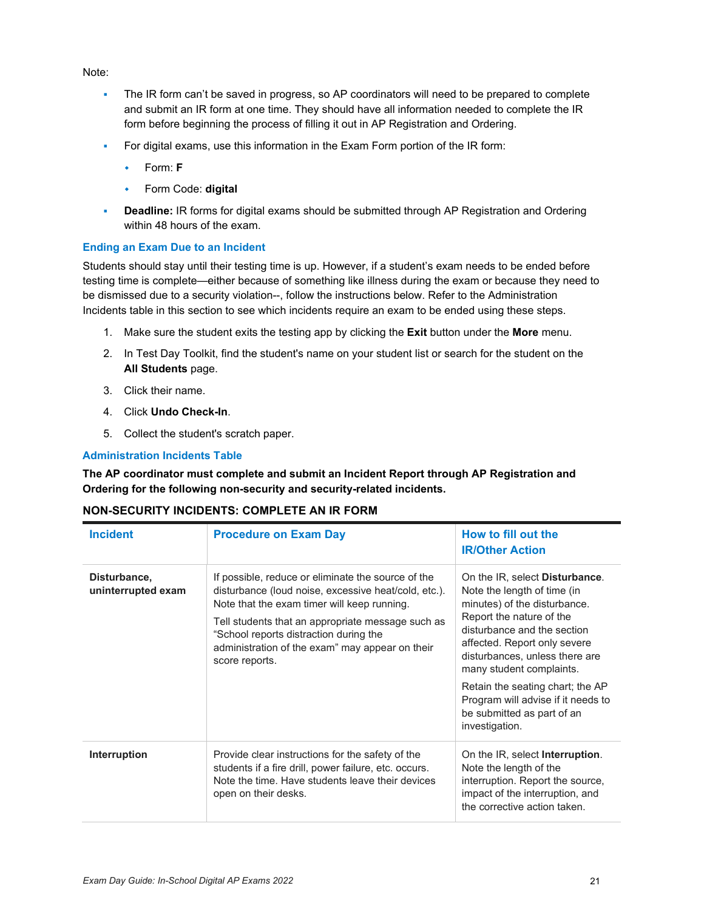Note:

- The IR form can't be saved in progress, so AP coordinators will need to be prepared to complete and submit an IR form at one time. They should have all information needed to complete the IR form before beginning the process of filling it out in AP Registration and Ordering.
- For digital exams, use this information in the Exam Form portion of the IR form:
  - Form: **F**
  - Form Code: **digital**
- **Deadline:** IR forms for digital exams should be submitted through AP Registration and Ordering within 48 hours of the exam.

### Ending an Exam Due to an Incident

Students should stay until their testing time is up. However, if a student's exam needs to be ended before testing time is complete—either because of something like illness during the exam or because they need to be dismissed due to a security violation--, follow the instructions below. Refer to the Administration Incidents table in this section to see which incidents require an exam to be ended using these steps.

1. Make sure the student exits the testing app by clicking the **Exit** button under the **More** menu.
2. In Test Day Toolkit, find the student's name on your student list or search for the student on the **All Students** page.
3. Click their name.
4. Click **Undo Check-In**.
5. Collect the student's scratch paper.

### Administration Incidents Table

**The AP coordinator must complete and submit an Incident Report through AP Registration and Ordering for the following non-security and security-related incidents.**

**NON-SECURITY INCIDENTS: COMPLETE AN IR FORM**

| Incident | Procedure on Exam Day | How to fill out the IR/Other Action |
| --- | --- | --- |
| **Disturbance, uninterrupted exam** | If possible, reduce or eliminate the source of the disturbance (loud noise, excessive heat/cold, etc.). Note that the exam timer will keep running.<br><br>Tell students that an appropriate message such as "School reports distraction during the administration of the exam" may appear on their score reports. | On the IR, select **Disturbance**. Note the length of time (in minutes) of the disturbance. Report the nature of the disturbance and the section affected. Report only severe disturbances, unless there are many student complaints.<br><br>Retain the seating chart; the AP Program will advise if it needs to be submitted as part of an investigation. |
| **Interruption** | Provide clear instructions for the safety of the students if a fire drill, power failure, etc. occurs. Note the time. Have students leave their devices open on their desks. | On the IR, select **Interruption**. Note the length of the interruption. Report the source, impact of the interruption, and the corrective action taken. |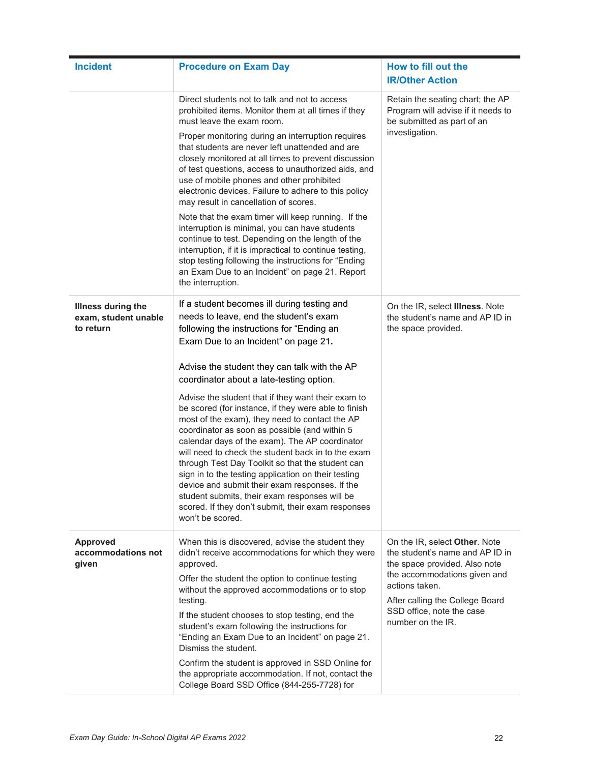| Incident | Procedure on Exam Day | How to fill out the IR/Other Action |
|---|---|---|
| | Direct students not to talk and not to access prohibited items. Monitor them at all times if they must leave the exam room.<br><br>Proper monitoring during an interruption requires that students are never left unattended and are closely monitored at all times to prevent discussion of test questions, access to unauthorized aids, and use of mobile phones and other prohibited electronic devices. Failure to adhere to this policy may result in cancellation of scores.<br><br>Note that the exam timer will keep running. If the interruption is minimal, you can have students continue to test. Depending on the length of the interruption, if it is impractical to continue testing, stop testing following the instructions for "Ending an Exam Due to an Incident" on page 21. Report the interruption. | Retain the seating chart; the AP Program will advise if it needs to be submitted as part of an investigation. |
| **Illness during the exam, student unable to return** | If a student becomes ill during testing and needs to leave, end the student's exam following the instructions for "Ending an Exam Due to an Incident" on page 21.<br><br>Advise the student they can talk with the AP coordinator about a late-testing option.<br><br>Advise the student that if they want their exam to be scored (for instance, if they were able to finish most of the exam), they need to contact the AP coordinator as soon as possible (and within 5 calendar days of the exam). The AP coordinator will need to check the student back in to the exam through Test Day Toolkit so that the student can sign in to the testing application on their testing device and submit their exam responses. If the student submits, their exam responses will be scored. If they don't submit, their exam responses won't be scored. | On the IR, select **Illness**. Note the student's name and AP ID in the space provided. |
| **Approved accommodations not given** | When this is discovered, advise the student they didn't receive accommodations for which they were approved.<br><br>Offer the student the option to continue testing without the approved accommodations or to stop testing.<br><br>If the student chooses to stop testing, end the student's exam following the instructions for "Ending an Exam Due to an Incident" on page 21. Dismiss the student.<br><br>Confirm the student is approved in SSD Online for the appropriate accommodation. If not, contact the College Board SSD Office (844-255-7728) for | On the IR, select **Other**. Note the student's name and AP ID in the space provided. Also note the accommodations given and actions taken.<br><br>After calling the College Board SSD office, note the case number on the IR. |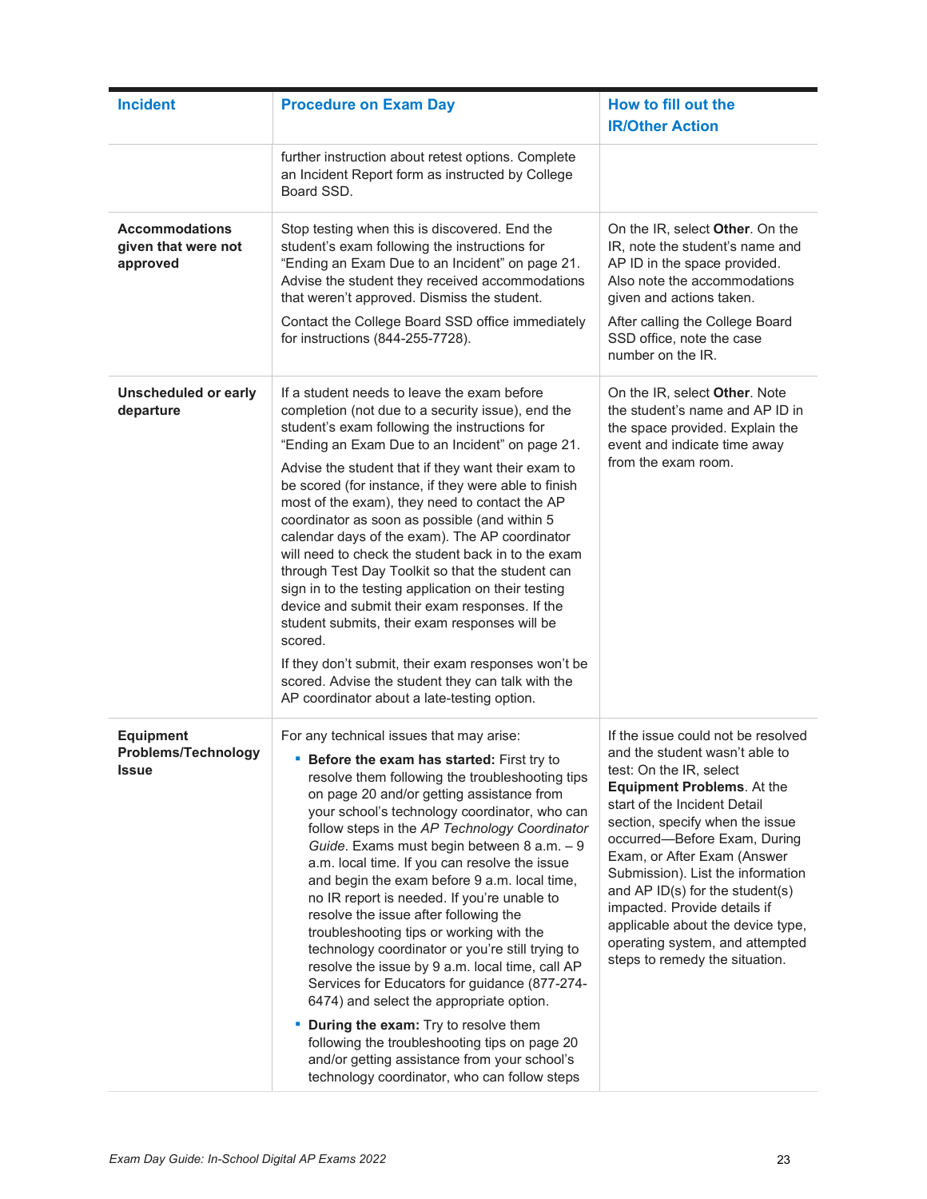| Incident | Procedure on Exam Day | How to fill out the IR/Other Action |
|---|---|---|
| | further instruction about retest options. Complete an Incident Report form as instructed by College Board SSD. | |
| **Accommodations given that were not approved** | Stop testing when this is discovered. End the student's exam following the instructions for "Ending an Exam Due to an Incident" on page 21. Advise the student they received accommodations that weren't approved. Dismiss the student.<br><br>Contact the College Board SSD office immediately for instructions (844-255-7728). | On the IR, select **Other**. On the IR, note the student's name and AP ID in the space provided. Also note the accommodations given and actions taken.<br><br>After calling the College Board SSD office, note the case number on the IR. |
| **Unscheduled or early departure** | If a student needs to leave the exam before completion (not due to a security issue), end the student's exam following the instructions for "Ending an Exam Due to an Incident" on page 21.<br><br>Advise the student that if they want their exam to be scored (for instance, if they were able to finish most of the exam), they need to contact the AP coordinator as soon as possible (and within 5 calendar days of the exam). The AP coordinator will need to check the student back in to the exam through Test Day Toolkit so that the student can sign in to the testing application on their testing device and submit their exam responses. If the student submits, their exam responses will be scored.<br><br>If they don't submit, their exam responses won't be scored. Advise the student they can talk with the AP coordinator about a late-testing option. | On the IR, select **Other**. Note the student's name and AP ID in the space provided. Explain the event and indicate time away from the exam room. |
| **Equipment Problems/Technology Issue** | For any technical issues that may arise:<br><br>▪ **Before the exam has started:** First try to resolve them following the troubleshooting tips on page 20 and/or getting assistance from your school's technology coordinator, who can follow steps in the *AP Technology Coordinator Guide*. Exams must begin between 8 a.m. – 9 a.m. local time. If you can resolve the issue and begin the exam before 9 a.m. local time, no IR report is needed. If you're unable to resolve the issue after following the troubleshooting tips or working with the technology coordinator or you're still trying to resolve the issue by 9 a.m. local time, call AP Services for Educators for guidance (877-274-6474) and select the appropriate option.<br><br>▪ **During the exam:** Try to resolve them following the troubleshooting tips on page 20 and/or getting assistance from your school's technology coordinator, who can follow steps | If the issue could not be resolved and the student wasn't able to test: On the IR, select **Equipment Problems**. At the start of the Incident Detail section, specify when the issue occurred—Before Exam, During Exam, or After Exam (Answer Submission). List the information and AP ID(s) for the student(s) impacted. Provide details if applicable about the device type, operating system, and attempted steps to remedy the situation. |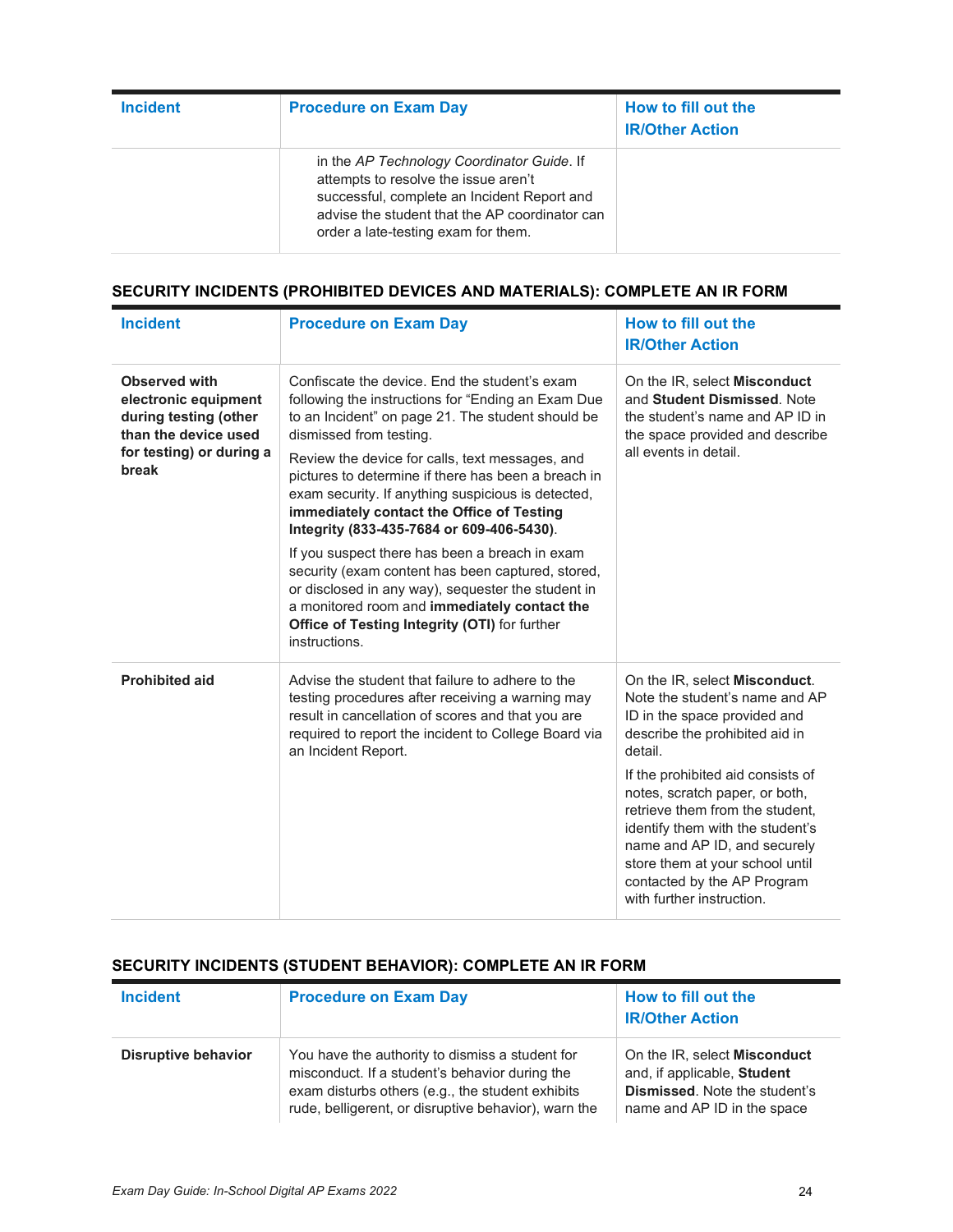| Incident | Procedure on Exam Day | How to fill out the IR/Other Action |
|---|---|---|
| | in the *AP Technology Coordinator Guide*. If attempts to resolve the issue aren't successful, complete an Incident Report and advise the student that the AP coordinator can order a late-testing exam for them. | |

### SECURITY INCIDENTS (PROHIBITED DEVICES AND MATERIALS): COMPLETE AN IR FORM

| Incident | Procedure on Exam Day | How to fill out the IR/Other Action |
|---|---|---|
| **Observed with electronic equipment during testing (other than the device used for testing) or during a break** | Confiscate the device. End the student's exam following the instructions for "Ending an Exam Due to an Incident" on page 21. The student should be dismissed from testing.<br><br>Review the device for calls, text messages, and pictures to determine if there has been a breach in exam security. If anything suspicious is detected, **immediately contact the Office of Testing Integrity (833-435-7684 or 609-406-5430)**.<br><br>If you suspect there has been a breach in exam security (exam content has been captured, stored, or disclosed in any way), sequester the student in a monitored room and **immediately contact the Office of Testing Integrity (OTI)** for further instructions. | On the IR, select **Misconduct** and **Student Dismissed**. Note the student's name and AP ID in the space provided and describe all events in detail. |
| **Prohibited aid** | Advise the student that failure to adhere to the testing procedures after receiving a warning may result in cancellation of scores and that you are required to report the incident to College Board via an Incident Report. | On the IR, select **Misconduct**. Note the student's name and AP ID in the space provided and describe the prohibited aid in detail.<br><br>If the prohibited aid consists of notes, scratch paper, or both, retrieve them from the student, identify them with the student's name and AP ID, and securely store them at your school until contacted by the AP Program with further instruction. |

### SECURITY INCIDENTS (STUDENT BEHAVIOR): COMPLETE AN IR FORM

| Incident | Procedure on Exam Day | How to fill out the IR/Other Action |
|---|---|---|
| **Disruptive behavior** | You have the authority to dismiss a student for misconduct. If a student's behavior during the exam disturbs others (e.g., the student exhibits rude, belligerent, or disruptive behavior), warn the | On the IR, select **Misconduct** and, if applicable, **Student Dismissed**. Note the student's name and AP ID in the space |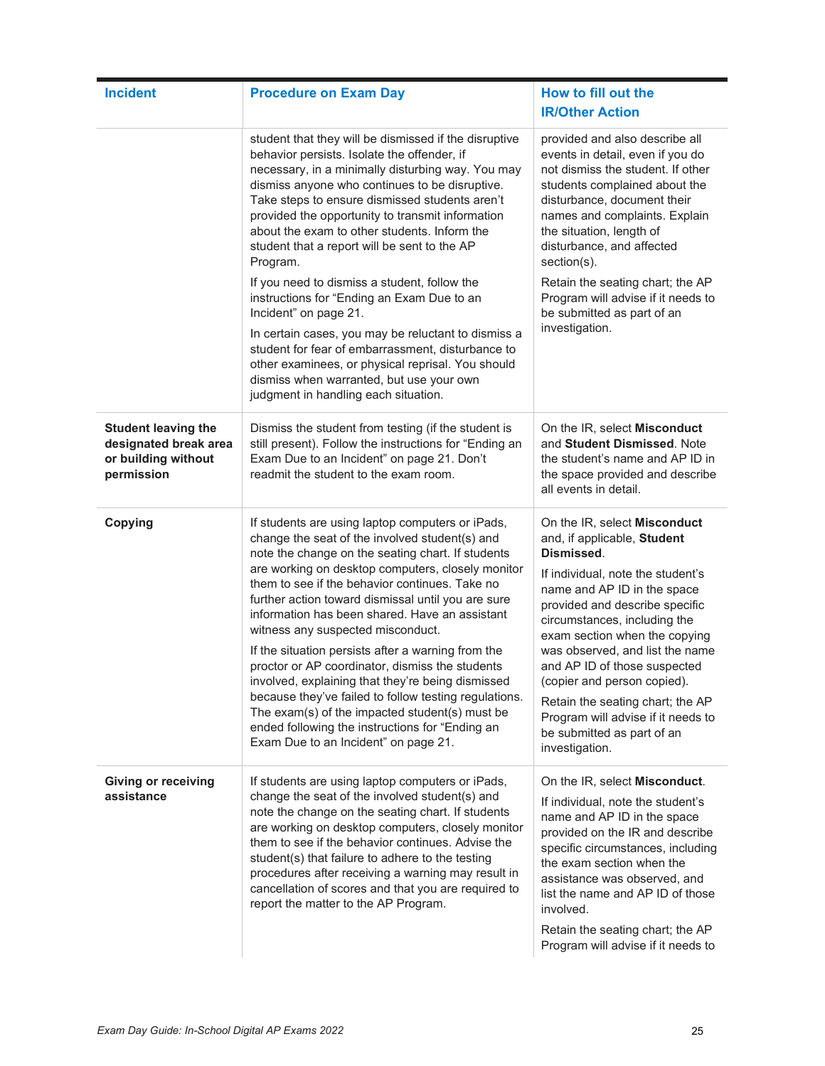| Incident | Procedure on Exam Day | How to fill out the IR/Other Action |
|---|---|---|
| | student that they will be dismissed if the disruptive behavior persists. Isolate the offender, if necessary, in a minimally disturbing way. You may dismiss anyone who continues to be disruptive. Take steps to ensure dismissed students aren't provided the opportunity to transmit information about the exam to other students. Inform the student that a report will be sent to the AP Program.<br><br>If you need to dismiss a student, follow the instructions for "Ending an Exam Due to an Incident" on page 21.<br><br>In certain cases, you may be reluctant to dismiss a student for fear of embarrassment, disturbance to other examinees, or physical reprisal. You should dismiss when warranted, but use your own judgment in handling each situation. | provided and also describe all events in detail, even if you do not dismiss the student. If other students complained about the disturbance, document their names and complaints. Explain the situation, length of disturbance, and affected section(s).<br><br>Retain the seating chart; the AP Program will advise if it needs to be submitted as part of an investigation. |
| **Student leaving the designated break area or building without permission** | Dismiss the student from testing (if the student is still present). Follow the instructions for "Ending an Exam Due to an Incident" on page 21. Don't readmit the student to the exam room. | On the IR, select **Misconduct** and **Student Dismissed**. Note the student's name and AP ID in the space provided and describe all events in detail. |
| **Copying** | If students are using laptop computers or iPads, change the seat of the involved student(s) and note the change on the seating chart. If students are working on desktop computers, closely monitor them to see if the behavior continues. Take no further action toward dismissal until you are sure information has been shared. Have an assistant witness any suspected misconduct.<br><br>If the situation persists after a warning from the proctor or AP coordinator, dismiss the students involved, explaining that they're being dismissed because they've failed to follow testing regulations. The exam(s) of the impacted student(s) must be ended following the instructions for "Ending an Exam Due to an Incident" on page 21. | On the IR, select **Misconduct** and, if applicable, **Student Dismissed**.<br><br>If individual, note the student's name and AP ID in the space provided and describe specific circumstances, including the exam section when the copying was observed, and list the name and AP ID of those suspected (copier and person copied).<br><br>Retain the seating chart; the AP Program will advise if it needs to be submitted as part of an investigation. |
| **Giving or receiving assistance** | If students are using laptop computers or iPads, change the seat of the involved student(s) and note the change on the seating chart. If students are working on desktop computers, closely monitor them to see if the behavior continues. Advise the student(s) that failure to adhere to the testing procedures after receiving a warning may result in cancellation of scores and that you are required to report the matter to the AP Program. | On the IR, select **Misconduct**.<br><br>If individual, note the student's name and AP ID in the space provided on the IR and describe specific circumstances, including the exam section when the assistance was observed, and list the name and AP ID of those involved.<br><br>Retain the seating chart; the AP Program will advise if it needs to |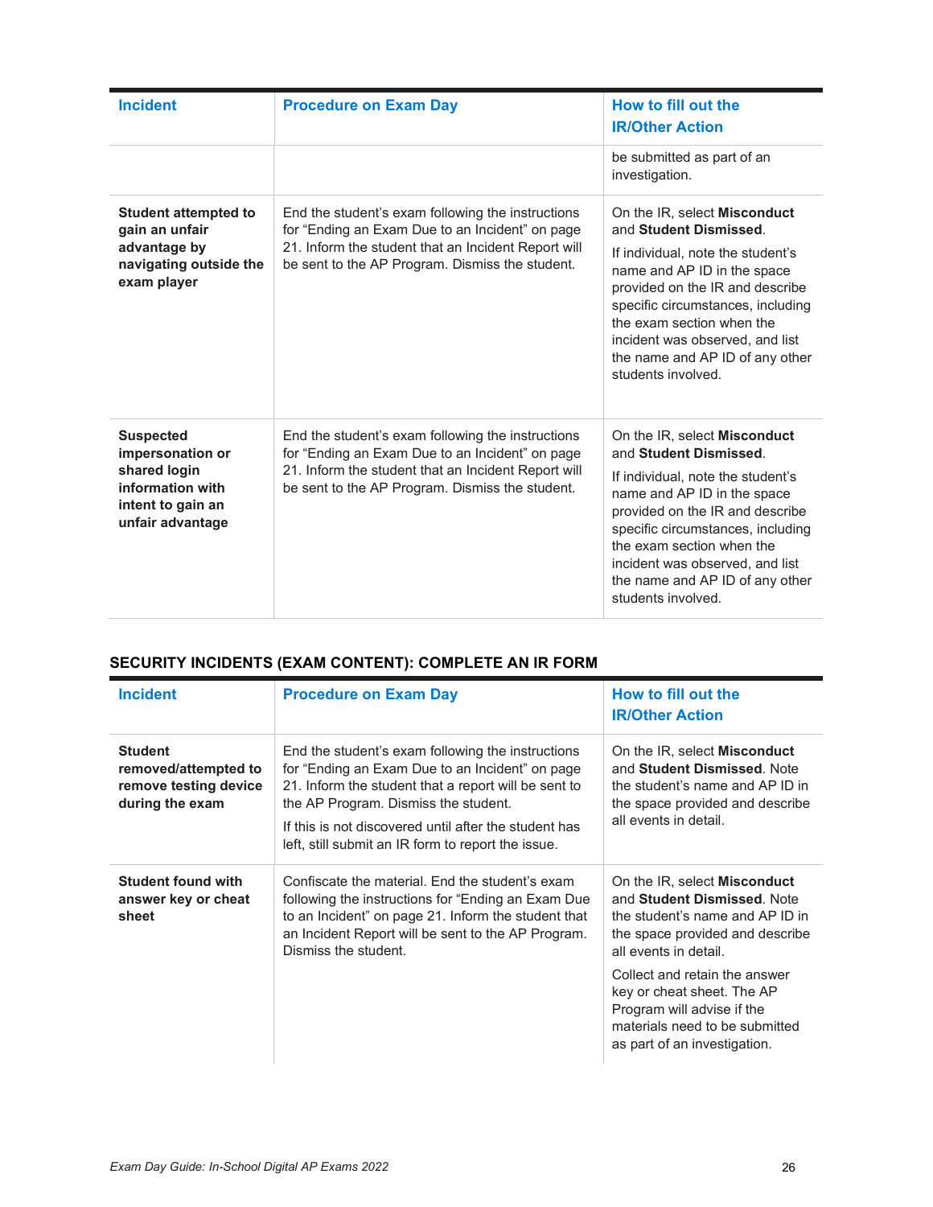| Incident | Procedure on Exam Day | How to fill out the IR/Other Action |
|---|---|---|
| | | be submitted as part of an investigation. |
| **Student attempted to gain an unfair advantage by navigating outside the exam player** | End the student's exam following the instructions for "Ending an Exam Due to an Incident" on page 21. Inform the student that an Incident Report will be sent to the AP Program. Dismiss the student. | On the IR, select **Misconduct** and **Student Dismissed**.<br><br>If individual, note the student's name and AP ID in the space provided on the IR and describe specific circumstances, including the exam section when the incident was observed, and list the name and AP ID of any other students involved. |
| **Suspected impersonation or shared login information with intent to gain an unfair advantage** | End the student's exam following the instructions for "Ending an Exam Due to an Incident" on page 21. Inform the student that an Incident Report will be sent to the AP Program. Dismiss the student. | On the IR, select **Misconduct** and **Student Dismissed**.<br><br>If individual, note the student's name and AP ID in the space provided on the IR and describe specific circumstances, including the exam section when the incident was observed, and list the name and AP ID of any other students involved. |

## SECURITY INCIDENTS (EXAM CONTENT): COMPLETE AN IR FORM

| Incident | Procedure on Exam Day | How to fill out the IR/Other Action |
|---|---|---|
| **Student removed/attempted to remove testing device during the exam** | End the student's exam following the instructions for "Ending an Exam Due to an Incident" on page 21. Inform the student that a report will be sent to the AP Program. Dismiss the student.<br><br>If this is not discovered until after the student has left, still submit an IR form to report the issue. | On the IR, select **Misconduct** and **Student Dismissed**. Note the student's name and AP ID in the space provided and describe all events in detail. |
| **Student found with answer key or cheat sheet** | Confiscate the material. End the student's exam following the instructions for "Ending an Exam Due to an Incident" on page 21. Inform the student that an Incident Report will be sent to the AP Program. Dismiss the student. | On the IR, select **Misconduct** and **Student Dismissed**. Note the student's name and AP ID in the space provided and describe all events in detail.<br><br>Collect and retain the answer key or cheat sheet. The AP Program will advise if the materials need to be submitted as part of an investigation. |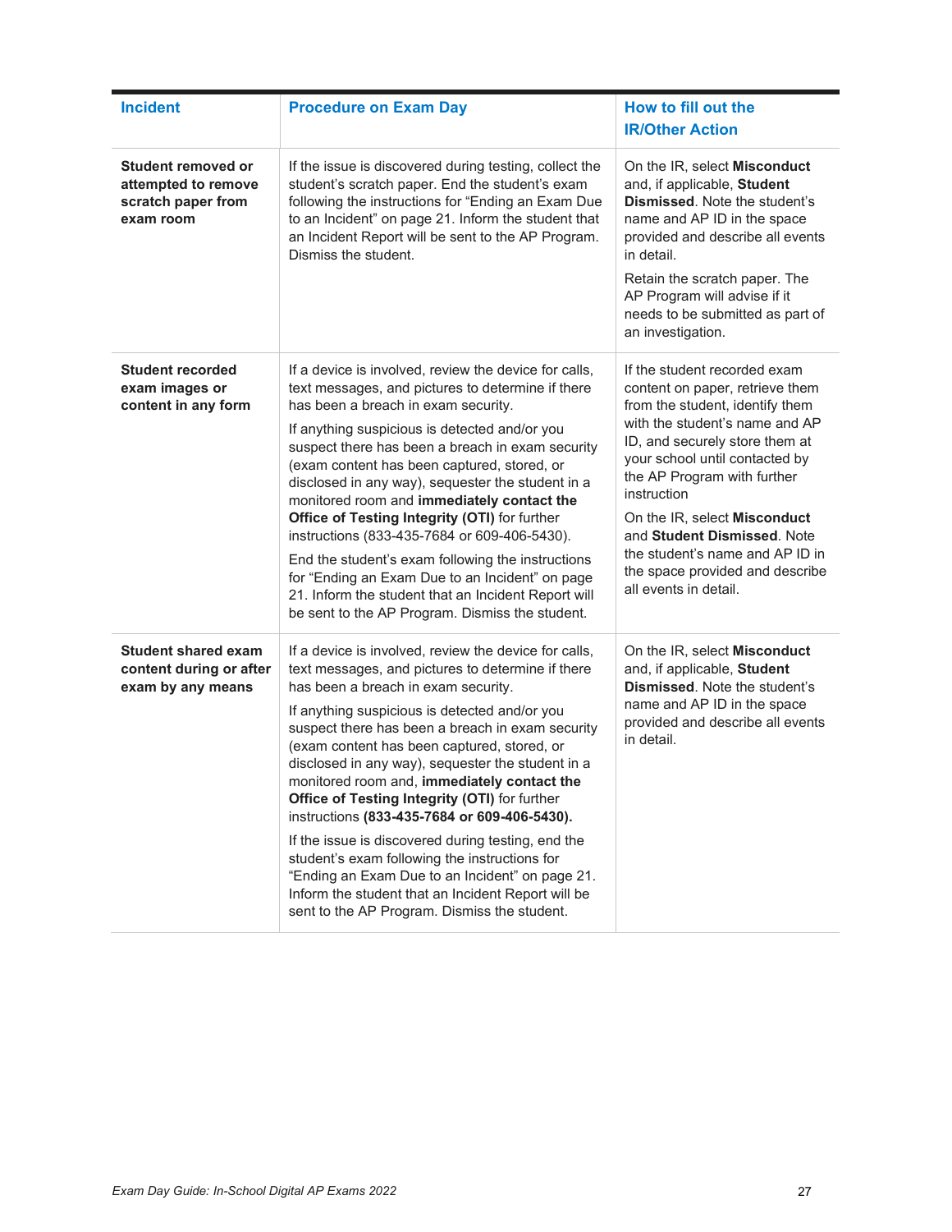| Incident | Procedure on Exam Day | How to fill out the IR/Other Action |
|---|---|---|
| **Student removed or attempted to remove scratch paper from exam room** | If the issue is discovered during testing, collect the student's scratch paper. End the student's exam following the instructions for "Ending an Exam Due to an Incident" on page 21. Inform the student that an Incident Report will be sent to the AP Program. Dismiss the student. | On the IR, select **Misconduct** and, if applicable, **Student Dismissed**. Note the student's name and AP ID in the space provided and describe all events in detail.<br><br>Retain the scratch paper. The AP Program will advise if it needs to be submitted as part of an investigation. |
| **Student recorded exam images or content in any form** | If a device is involved, review the device for calls, text messages, and pictures to determine if there has been a breach in exam security.<br><br>If anything suspicious is detected and/or you suspect there has been a breach in exam security (exam content has been captured, stored, or disclosed in any way), sequester the student in a monitored room and **immediately contact the Office of Testing Integrity (OTI)** for further instructions (833-435-7684 or 609-406-5430).<br><br>End the student's exam following the instructions for "Ending an Exam Due to an Incident" on page 21. Inform the student that an Incident Report will be sent to the AP Program. Dismiss the student. | If the student recorded exam content on paper, retrieve them from the student, identify them with the student's name and AP ID, and securely store them at your school until contacted by the AP Program with further instruction<br><br>On the IR, select **Misconduct** and **Student Dismissed**. Note the student's name and AP ID in the space provided and describe all events in detail. |
| **Student shared exam content during or after exam by any means** | If a device is involved, review the device for calls, text messages, and pictures to determine if there has been a breach in exam security.<br><br>If anything suspicious is detected and/or you suspect there has been a breach in exam security (exam content has been captured, stored, or disclosed in any way), sequester the student in a monitored room and, **immediately contact the Office of Testing Integrity (OTI)** for further instructions **(833-435-7684 or 609-406-5430).**<br><br>If the issue is discovered during testing, end the student's exam following the instructions for "Ending an Exam Due to an Incident" on page 21. Inform the student that an Incident Report will be sent to the AP Program. Dismiss the student. | On the IR, select **Misconduct** and, if applicable, **Student Dismissed**. Note the student's name and AP ID in the space provided and describe all events in detail. |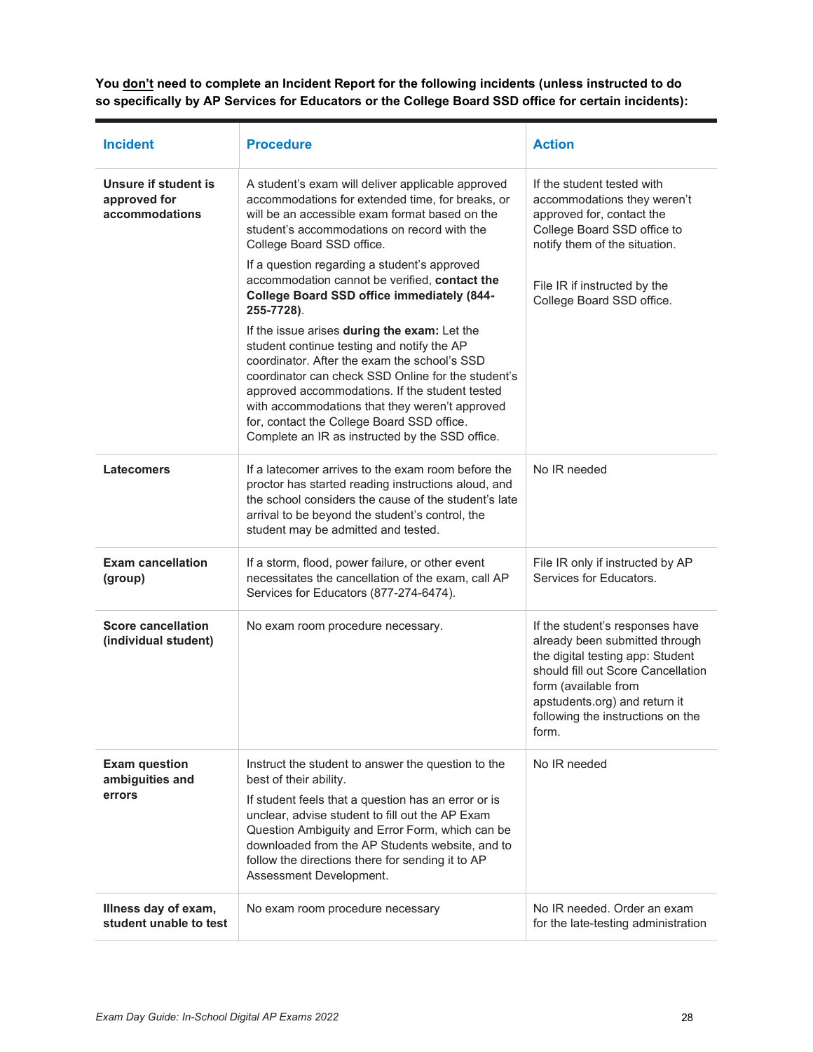**You <u>don't</u> need to complete an Incident Report for the following incidents (unless instructed to do so specifically by AP Services for Educators or the College Board SSD office for certain incidents):**

| Incident | Procedure | Action |
|---|---|---|
| **Unsure if student is approved for accommodations** | A student's exam will deliver applicable approved accommodations for extended time, for breaks, or will be an accessible exam format based on the student's accommodations on record with the College Board SSD office.<br><br>If a question regarding a student's approved accommodation cannot be verified, **contact the College Board SSD office immediately (844-255-7728)**.<br><br>If the issue arises **during the exam:** Let the student continue testing and notify the AP coordinator. After the exam the school's SSD coordinator can check SSD Online for the student's approved accommodations. If the student tested with accommodations that they weren't approved for, contact the College Board SSD office. Complete an IR as instructed by the SSD office. | If the student tested with accommodations they weren't approved for, contact the College Board SSD office to notify them of the situation.<br><br>File IR if instructed by the College Board SSD office. |
| **Latecomers** | If a latecomer arrives to the exam room before the proctor has started reading instructions aloud, and the school considers the cause of the student's late arrival to be beyond the student's control, the student may be admitted and tested. | No IR needed |
| **Exam cancellation (group)** | If a storm, flood, power failure, or other event necessitates the cancellation of the exam, call AP Services for Educators (877-274-6474). | File IR only if instructed by AP Services for Educators. |
| **Score cancellation (individual student)** | No exam room procedure necessary. | If the student's responses have already been submitted through the digital testing app: Student should fill out Score Cancellation form (available from apstudents.org) and return it following the instructions on the form. |
| **Exam question ambiguities and errors** | Instruct the student to answer the question to the best of their ability.<br><br>If student feels that a question has an error or is unclear, advise student to fill out the AP Exam Question Ambiguity and Error Form, which can be downloaded from the AP Students website, and to follow the directions there for sending it to AP Assessment Development. | No IR needed |
| **Illness day of exam, student unable to test** | No exam room procedure necessary | No IR needed. Order an exam for the late-testing administration |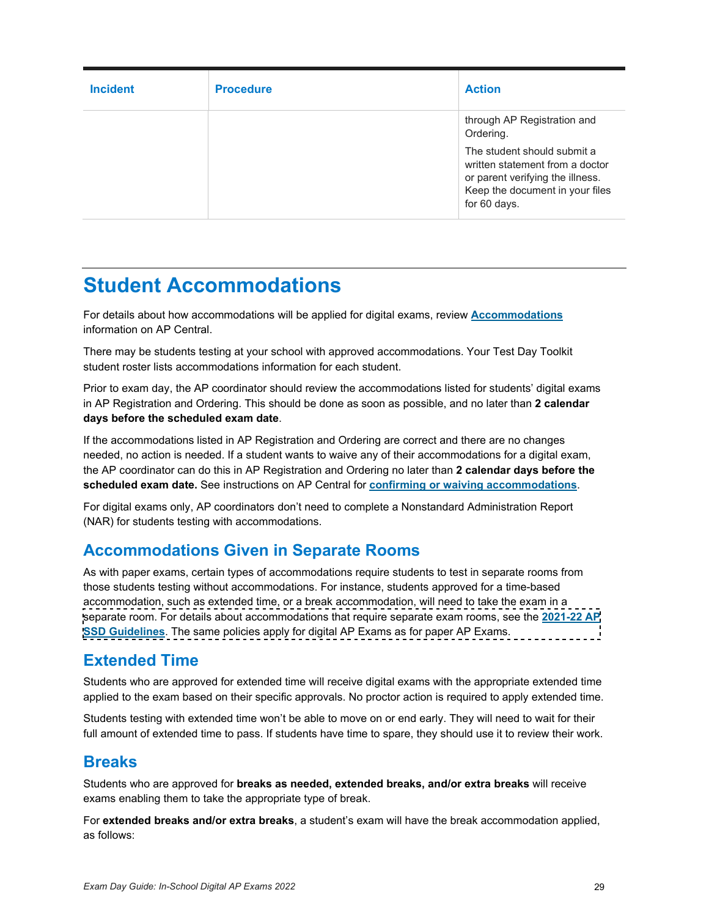| Incident | Procedure | Action |
|---|---|---|
| | | through AP Registration and Ordering.<br><br>The student should submit a written statement from a doctor or parent verifying the illness. Keep the document in your files for 60 days. |

# Student Accommodations

For details about how accommodations will be applied for digital exams, review **Accommodations** information on AP Central.

There may be students testing at your school with approved accommodations. Your Test Day Toolkit student roster lists accommodations information for each student.

Prior to exam day, the AP coordinator should review the accommodations listed for students' digital exams in AP Registration and Ordering. This should be done as soon as possible, and no later than **2 calendar days before the scheduled exam date**.

If the accommodations listed in AP Registration and Ordering are correct and there are no changes needed, no action is needed. If a student wants to waive any of their accommodations for a digital exam, the AP coordinator can do this in AP Registration and Ordering no later than **2 calendar days before the scheduled exam date.** See instructions on AP Central for **confirming or waiving accommodations**.

For digital exams only, AP coordinators don't need to complete a Nonstandard Administration Report (NAR) for students testing with accommodations.

## Accommodations Given in Separate Rooms

As with paper exams, certain types of accommodations require students to test in separate rooms from those students testing without accommodations. For instance, students approved for a time-based accommodation, such as extended time, or a break accommodation, will need to take the exam in a separate room. For details about accommodations that require separate exam rooms, see the **2021-22 AP SSD Guidelines**. The same policies apply for digital AP Exams as for paper AP Exams.

## Extended Time

Students who are approved for extended time will receive digital exams with the appropriate extended time applied to the exam based on their specific approvals. No proctor action is required to apply extended time.

Students testing with extended time won't be able to move on or end early. They will need to wait for their full amount of extended time to pass. If students have time to spare, they should use it to review their work.

## Breaks

Students who are approved for **breaks as needed, extended breaks, and/or extra breaks** will receive exams enabling them to take the appropriate type of break.

For **extended breaks and/or extra breaks**, a student's exam will have the break accommodation applied, as follows: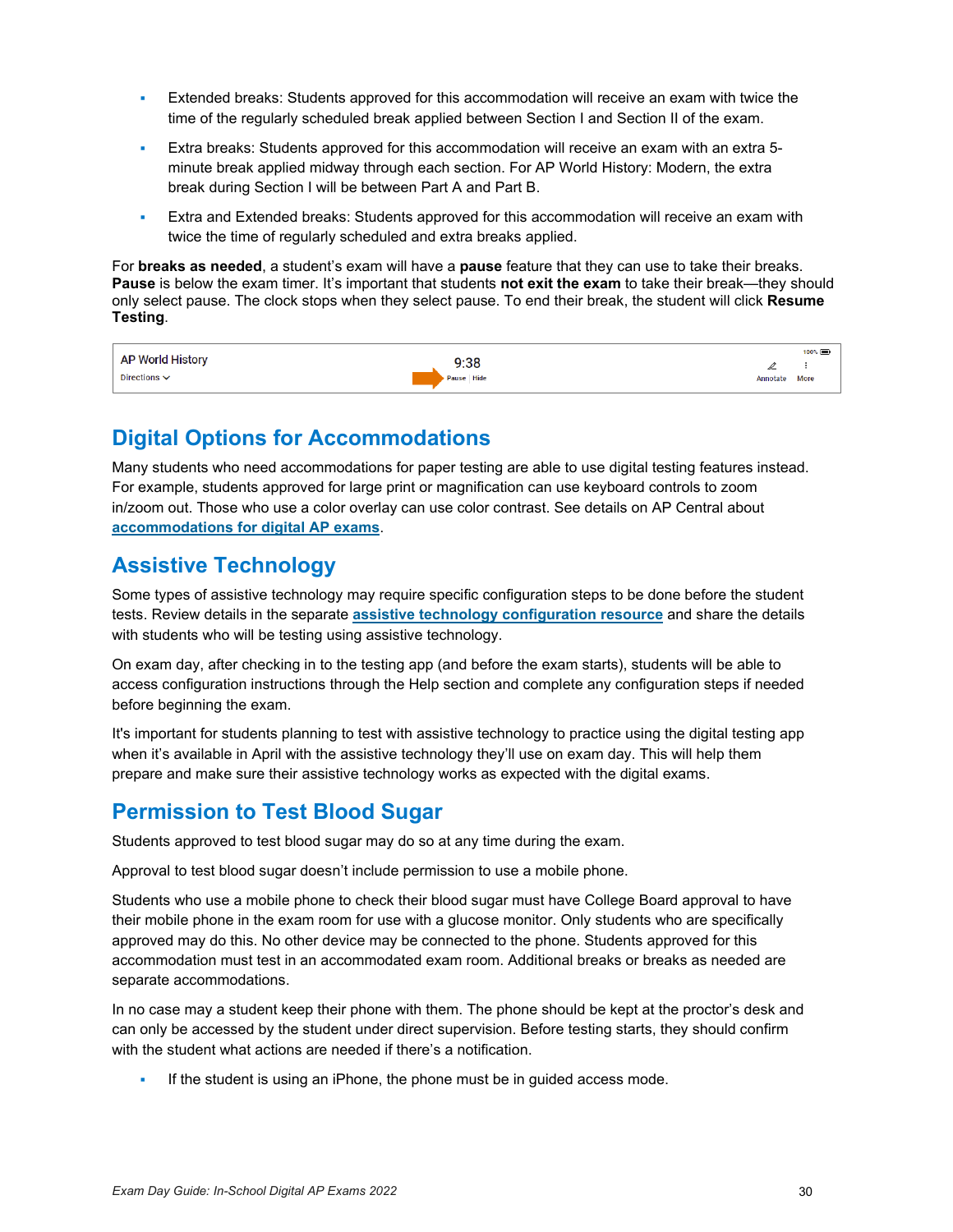- Extended breaks: Students approved for this accommodation will receive an exam with twice the time of the regularly scheduled break applied between Section I and Section II of the exam.
- Extra breaks: Students approved for this accommodation will receive an exam with an extra 5-minute break applied midway through each section. For AP World History: Modern, the extra break during Section I will be between Part A and Part B.
- Extra and Extended breaks: Students approved for this accommodation will receive an exam with twice the time of regularly scheduled and extra breaks applied.

For **breaks as needed**, a student's exam will have a **pause** feature that they can use to take their breaks. **Pause** is below the exam timer. It's important that students **not exit the exam** to take their break—they should only select pause. The clock stops when they select pause. To end their break, the student will click **Resume Testing**.

## Digital Options for Accommodations

Many students who need accommodations for paper testing are able to use digital testing features instead. For example, students approved for large print or magnification can use keyboard controls to zoom in/zoom out. Those who use a color overlay can use color contrast. See details on AP Central about **accommodations for digital AP exams**.

## Assistive Technology

Some types of assistive technology may require specific configuration steps to be done before the student tests. Review details in the separate **assistive technology configuration resource** and share the details with students who will be testing using assistive technology.

On exam day, after checking in to the testing app (and before the exam starts), students will be able to access configuration instructions through the Help section and complete any configuration steps if needed before beginning the exam.

It's important for students planning to test with assistive technology to practice using the digital testing app when it's available in April with the assistive technology they'll use on exam day. This will help them prepare and make sure their assistive technology works as expected with the digital exams.

## Permission to Test Blood Sugar

Students approved to test blood sugar may do so at any time during the exam.

Approval to test blood sugar doesn't include permission to use a mobile phone.

Students who use a mobile phone to check their blood sugar must have College Board approval to have their mobile phone in the exam room for use with a glucose monitor. Only students who are specifically approved may do this. No other device may be connected to the phone. Students approved for this accommodation must test in an accommodated exam room. Additional breaks or breaks as needed are separate accommodations.

In no case may a student keep their phone with them. The phone should be kept at the proctor's desk and can only be accessed by the student under direct supervision. Before testing starts, they should confirm with the student what actions are needed if there's a notification.

- If the student is using an iPhone, the phone must be in guided access mode.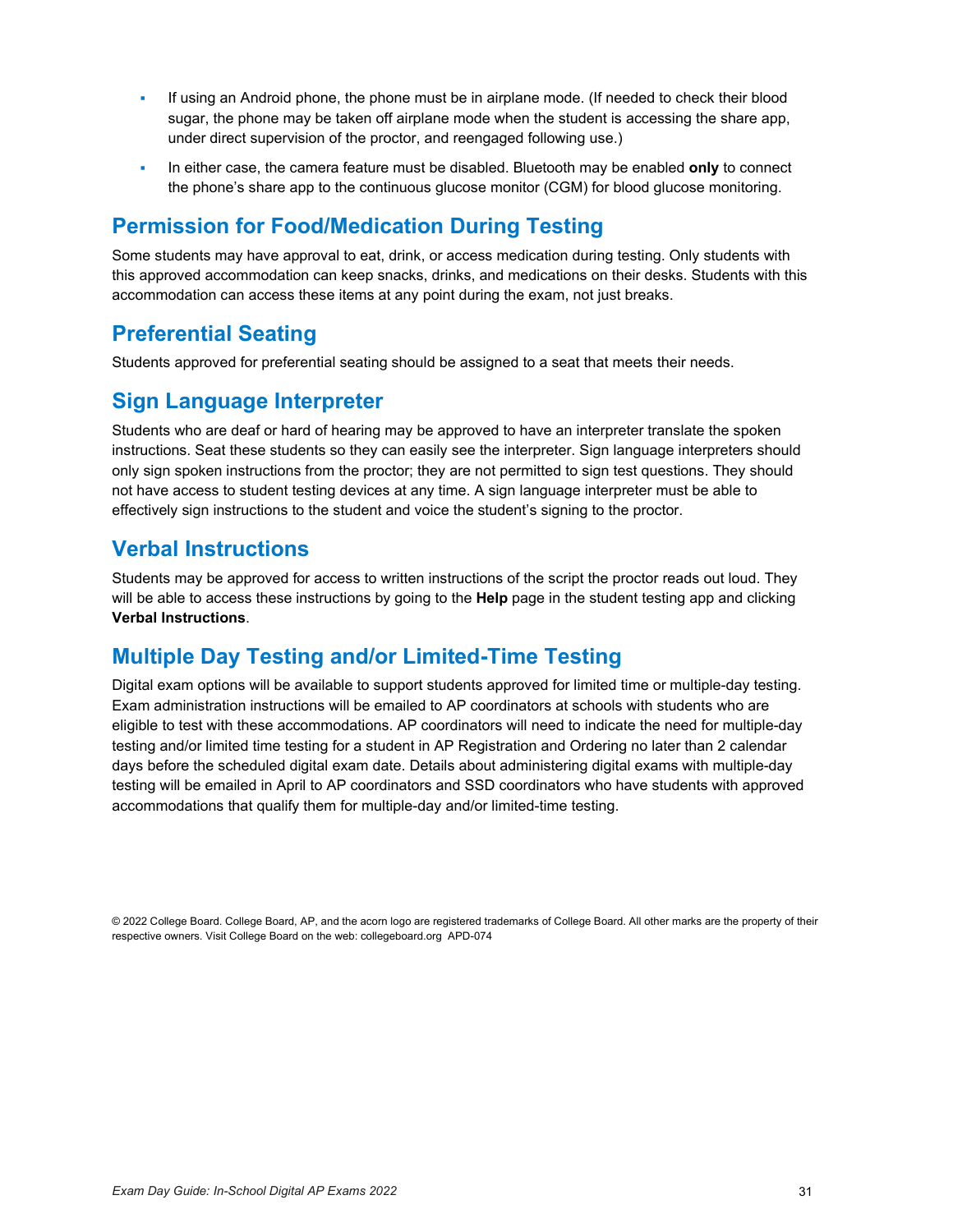- If using an Android phone, the phone must be in airplane mode. (If needed to check their blood sugar, the phone may be taken off airplane mode when the student is accessing the share app, under direct supervision of the proctor, and reengaged following use.)
- In either case, the camera feature must be disabled. Bluetooth may be enabled **only** to connect the phone's share app to the continuous glucose monitor (CGM) for blood glucose monitoring.

## Permission for Food/Medication During Testing

Some students may have approval to eat, drink, or access medication during testing. Only students with this approved accommodation can keep snacks, drinks, and medications on their desks. Students with this accommodation can access these items at any point during the exam, not just breaks.

## Preferential Seating

Students approved for preferential seating should be assigned to a seat that meets their needs.

## Sign Language Interpreter

Students who are deaf or hard of hearing may be approved to have an interpreter translate the spoken instructions. Seat these students so they can easily see the interpreter. Sign language interpreters should only sign spoken instructions from the proctor; they are not permitted to sign test questions. They should not have access to student testing devices at any time. A sign language interpreter must be able to effectively sign instructions to the student and voice the student's signing to the proctor.

## Verbal Instructions

Students may be approved for access to written instructions of the script the proctor reads out loud. They will be able to access these instructions by going to the **Help** page in the student testing app and clicking **Verbal Instructions**.

## Multiple Day Testing and/or Limited-Time Testing

Digital exam options will be available to support students approved for limited time or multiple-day testing. Exam administration instructions will be emailed to AP coordinators at schools with students who are eligible to test with these accommodations. AP coordinators will need to indicate the need for multiple-day testing and/or limited time testing for a student in AP Registration and Ordering no later than 2 calendar days before the scheduled digital exam date. Details about administering digital exams with multiple-day testing will be emailed in April to AP coordinators and SSD coordinators who have students with approved accommodations that qualify them for multiple-day and/or limited-time testing.

© 2022 College Board. College Board, AP, and the acorn logo are registered trademarks of College Board. All other marks are the property of their respective owners. Visit College Board on the web: collegeboard.org APD-074